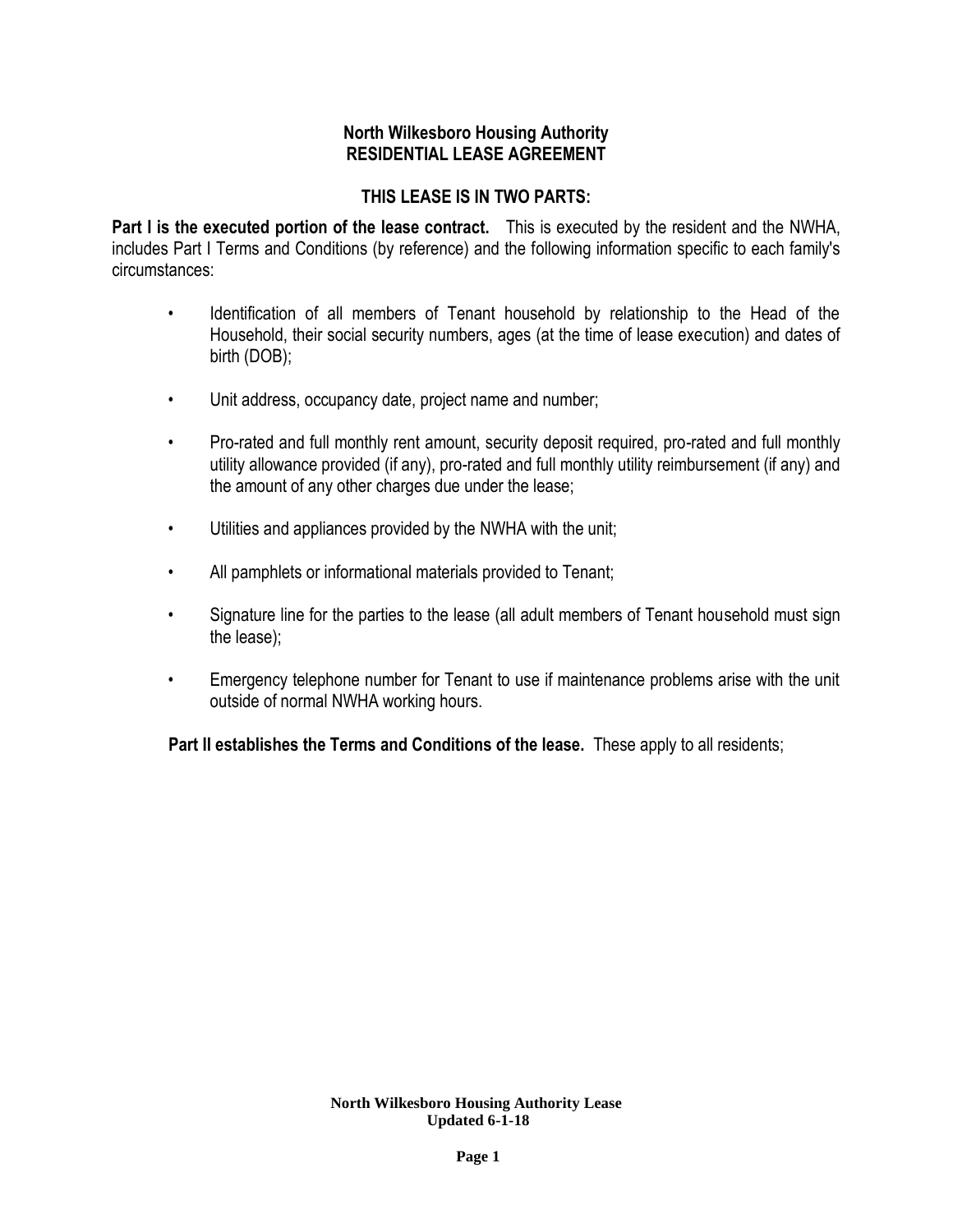# North Wilkesboro Housing Authority
# RESIDENTIAL LEASE AGREEMENT

## THIS LEASE IS IN TWO PARTS:

**Part I is the executed portion of the lease contract.** This is executed by the resident and the NWHA, includes Part I Terms and Conditions (by reference) and the following information specific to each family's circumstances:

- Identification of all members of Tenant household by relationship to the Head of the Household, their social security numbers, ages (at the time of lease execution) and dates of birth (DOB);
- Unit address, occupancy date, project name and number;
- Pro-rated and full monthly rent amount, security deposit required, pro-rated and full monthly utility allowance provided (if any), pro-rated and full monthly utility reimbursement (if any) and the amount of any other charges due under the lease;
- Utilities and appliances provided by the NWHA with the unit;
- All pamphlets or informational materials provided to Tenant;
- Signature line for the parties to the lease (all adult members of Tenant household must sign the lease);
- Emergency telephone number for Tenant to use if maintenance problems arise with the unit outside of normal NWHA working hours.

**Part II establishes the Terms and Conditions of the lease.** These apply to all residents;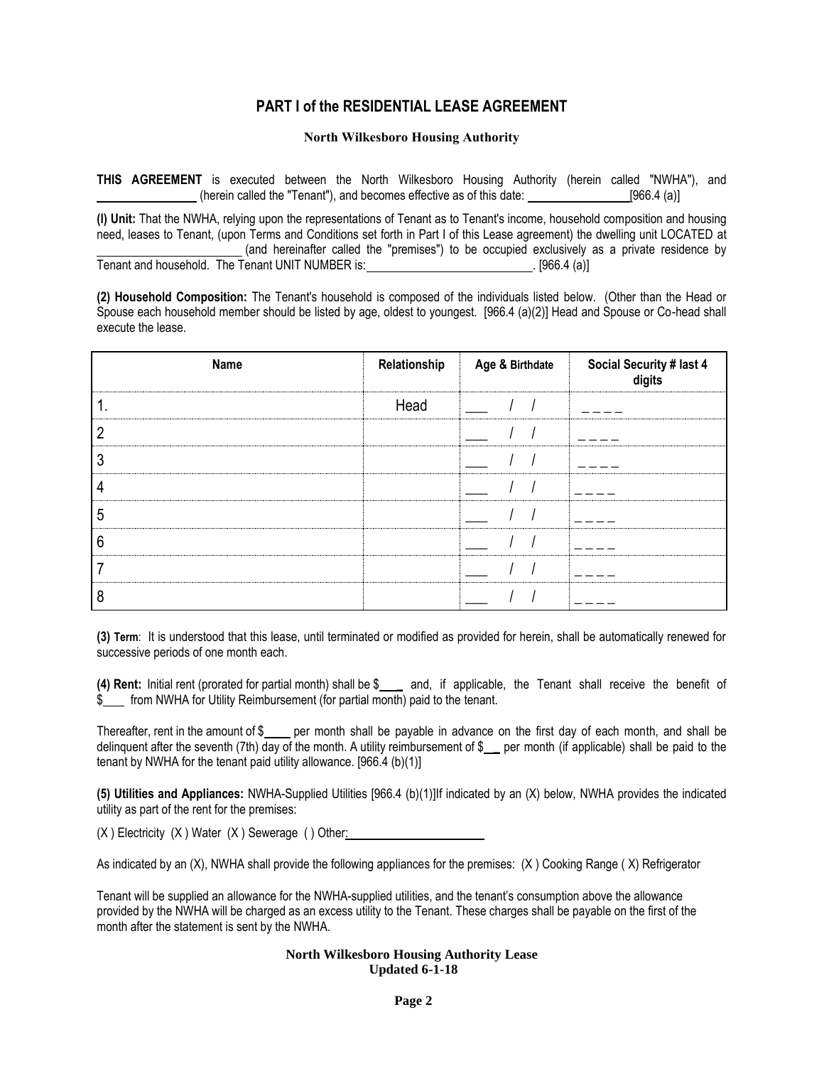## PART I of the RESIDENTIAL LEASE AGREEMENT

**North Wilkesboro Housing Authority**

**THIS AGREEMENT** is executed between the North Wilkesboro Housing Authority (herein called "NWHA"), and ________________ (herein called the "Tenant"), and becomes effective as of this date: ________________ [966.4 (a)]

**(l) Unit:** That the NWHA, relying upon the representations of Tenant as to Tenant's income, household composition and housing need, leases to Tenant, (upon Terms and Conditions set forth in Part I of this Lease agreement) the dwelling unit LOCATED at ________________________ (and hereinafter called the "premises") to be occupied exclusively as a private residence by Tenant and household. The Tenant UNIT NUMBER is: ___________________________. [966.4 (a)]

**(2) Household Composition:** The Tenant's household is composed of the individuals listed below. (Other than the Head or Spouse each household member should be listed by age, oldest to youngest. [966.4 (a)(2)] Head and Spouse or Co-head shall execute the lease.

| Name | Relationship | Age & Birthdate | Social Security # last 4 digits |
|---|---|---|---|
| 1. | Head | ___ / / | _ _ _ _ |
| 2 | | ___ / / | _ _ _ _ |
| 3 | | ___ / / | _ _ _ _ |
| 4 | | ___ / / | _ _ _ _ |
| 5 | | ___ / / | _ _ _ _ |
| 6 | | ___ / / | _ _ _ _ |
| 7 | | ___ / / | _ _ _ _ |
| 8 | | ___ / / | _ _ _ _ |

**(3) Term**: It is understood that this lease, until terminated or modified as provided for herein, shall be automatically renewed for successive periods of one month each.

**(4) Rent:** Initial rent (prorated for partial month) shall be $____ and, if applicable, the Tenant shall receive the benefit of $___ from NWHA for Utility Reimbursement (for partial month) paid to the tenant.

Thereafter, rent in the amount of $____ per month shall be payable in advance on the first day of each month, and shall be delinquent after the seventh (7th) day of the month. A utility reimbursement of $__ per month (if applicable) shall be paid to the tenant by NWHA for the tenant paid utility allowance. [966.4 (b)(1)]

**(5) Utilities and Appliances:** NWHA-Supplied Utilities [966.4 (b)(1)]If indicated by an (X) below, NWHA provides the indicated utility as part of the rent for the premises:

(X ) Electricity (X ) Water (X ) Sewerage ( ) Other: ______________________

As indicated by an (X), NWHA shall provide the following appliances for the premises: (X ) Cooking Range ( X) Refrigerator

Tenant will be supplied an allowance for the NWHA-supplied utilities, and the tenant's consumption above the allowance provided by the NWHA will be charged as an excess utility to the Tenant. These charges shall be payable on the first of the month after the statement is sent by the NWHA.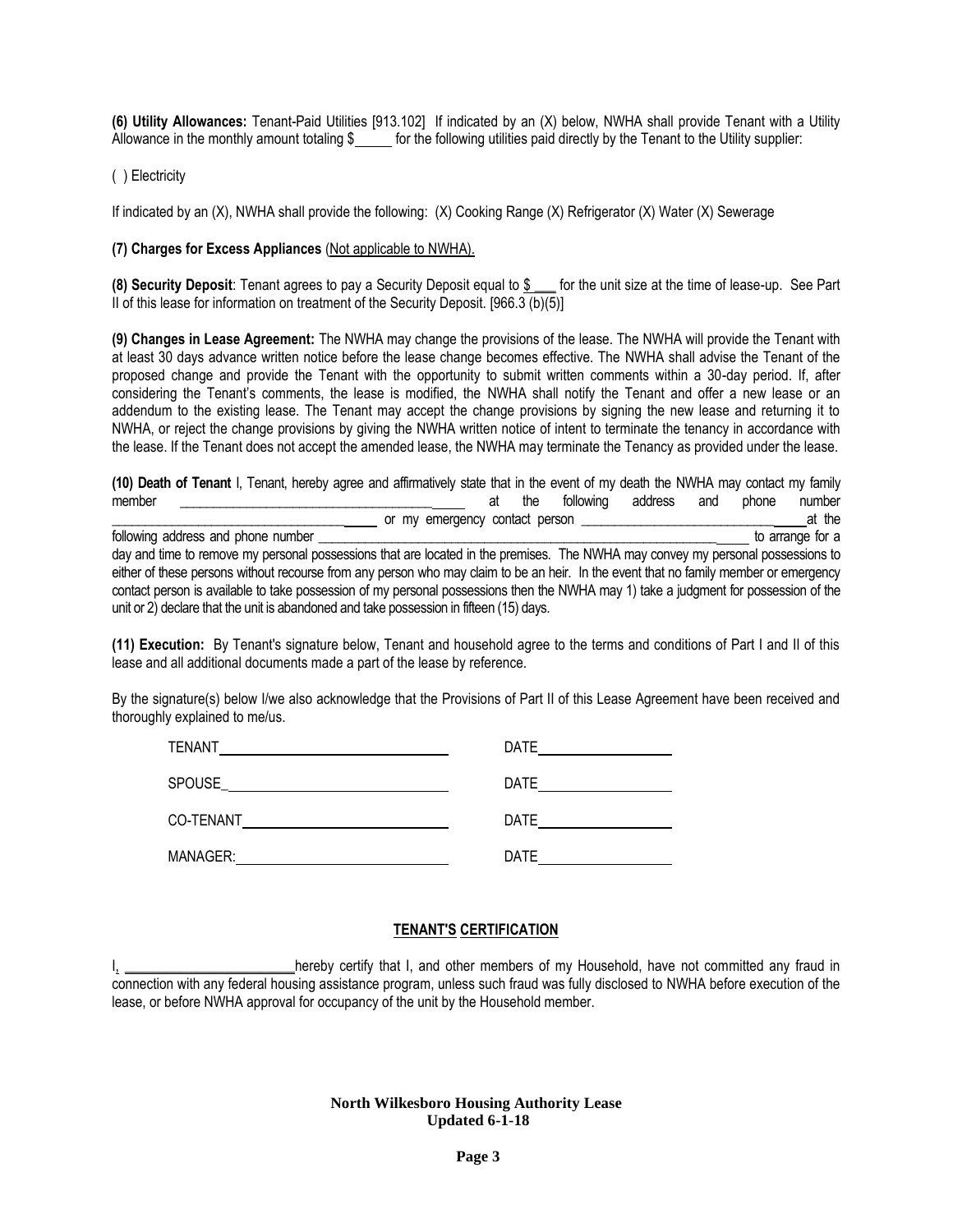**(6) Utility Allowances:** Tenant-Paid Utilities [913.102] If indicated by an (X) below, NWHA shall provide Tenant with a Utility Allowance in the monthly amount totaling $_____ for the following utilities paid directly by the Tenant to the Utility supplier:

( ) Electricity

If indicated by an (X), NWHA shall provide the following: (X) Cooking Range (X) Refrigerator (X) Water (X) Sewerage

**(7) Charges for Excess Appliances** (Not applicable to NWHA).

**(8) Security Deposit**: Tenant agrees to pay a Security Deposit equal to $ ___ for the unit size at the time of lease-up. See Part II of this lease for information on treatment of the Security Deposit. [966.3 (b)(5)]

**(9) Changes in Lease Agreement:** The NWHA may change the provisions of the lease. The NWHA will provide the Tenant with at least 30 days advance written notice before the lease change becomes effective. The NWHA shall advise the Tenant of the proposed change and provide the Tenant with the opportunity to submit written comments within a 30-day period. If, after considering the Tenant's comments, the lease is modified, the NWHA shall notify the Tenant and offer a new lease or an addendum to the existing lease. The Tenant may accept the change provisions by signing the new lease and returning it to NWHA, or reject the change provisions by giving the NWHA written notice of intent to terminate the tenancy in accordance with the lease. If the Tenant does not accept the amended lease, the NWHA may terminate the Tenancy as provided under the lease.

**(10) Death of Tenant** I, Tenant, hereby agree and affirmatively state that in the event of my death the NWHA may contact my family member ________________________________________ at the following address and phone number ________________________________________ or my emergency contact person ________________________________ at the following address and phone number ________________________________________________________________ to arrange for a day and time to remove my personal possessions that are located in the premises. The NWHA may convey my personal possessions to either of these persons without recourse from any person who may claim to be an heir. In the event that no family member or emergency contact person is available to take possession of my personal possessions then the NWHA may 1) take a judgment for possession of the unit or 2) declare that the unit is abandoned and take possession in fifteen (15) days.

**(11) Execution:** By Tenant's signature below, Tenant and household agree to the terms and conditions of Part I and II of this lease and all additional documents made a part of the lease by reference.

By the signature(s) below I/we also acknowledge that the Provisions of Part II of this Lease Agreement have been received and thoroughly explained to me/us.

TENANT________________________________ DATE____________________

SPOUSE________________________________ DATE____________________

CO-TENANT_____________________________ DATE____________________

MANAGER:______________________________ DATE____________________

## TENANT'S CERTIFICATION

I, ________________________ hereby certify that I, and other members of my Household, have not committed any fraud in connection with any federal housing assistance program, unless such fraud was fully disclosed to NWHA before execution of the lease, or before NWHA approval for occupancy of the unit by the Household member.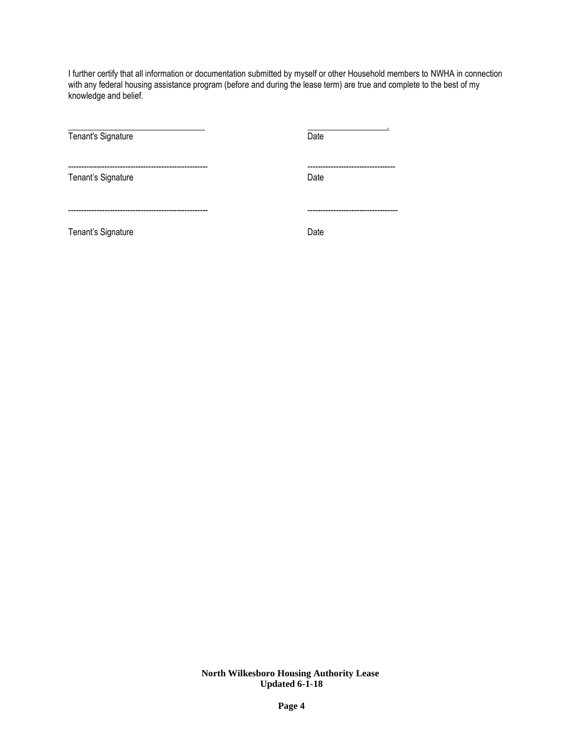I further certify that all information or documentation submitted by myself or other Household members to NWHA in connection with any federal housing assistance program (before and during the lease term) are true and complete to the best of my knowledge and belief.

\_\_\_\_\_\_\_\_\_\_\_\_\_\_\_\_\_\_\_\_\_\_\_\_\_\_\_\_\_\_\_\_\_\_\_\_ \_\_\_\_\_\_\_\_\_\_\_\_\_\_\_\_\_\_\_\_\_\_.
Tenant's Signature Date

------------------------------------------------------- ----------------------------------
Tenant's Signature Date

------------------------------------------------------- -----------------------------------
Tenant's Signature Date

**North Wilkesboro Housing Authority Lease**
**Updated 6-1-18**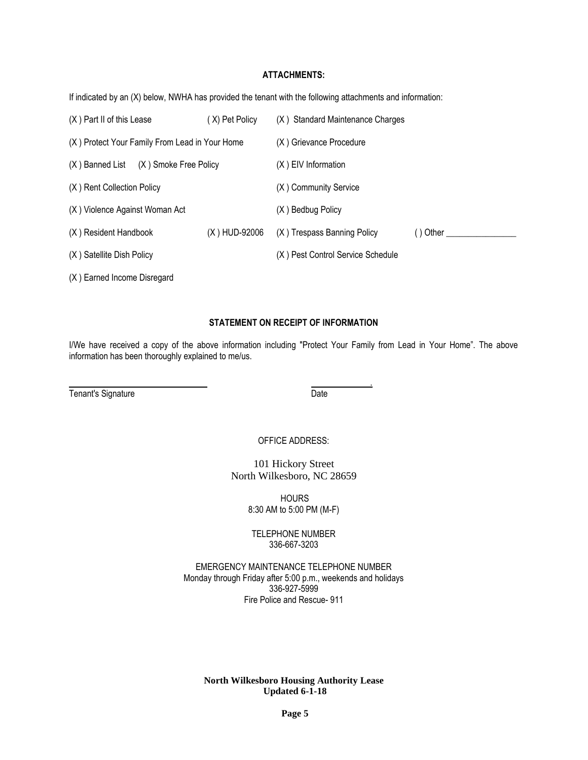## ATTACHMENTS:

If indicated by an (X) below, NWHA has provided the tenant with the following attachments and information:

(X ) Part II of this Lease ( X) Pet Policy (X ) Standard Maintenance Charges

(X ) Protect Your Family From Lead in Your Home (X ) Grievance Procedure

(X ) Banned List (X ) Smoke Free Policy (X ) EIV Information

(X ) Rent Collection Policy (X ) Community Service

(X ) Violence Against Woman Act (X ) Bedbug Policy

(X ) Resident Handbook (X ) HUD-92006 (X ) Trespass Banning Policy ( ) Other ________________

(X ) Satellite Dish Policy (X ) Pest Control Service Schedule

(X ) Earned Income Disregard

## STATEMENT ON RECEIPT OF INFORMATION

I/We have received a copy of the above information including "Protect Your Family from Lead in Your Home". The above information has been thoroughly explained to me/us.

______________________________ ______________

Tenant's Signature Date

OFFICE ADDRESS:

101 Hickory Street
North Wilkesboro, NC 28659

HOURS
8:30 AM to 5:00 PM (M-F)

TELEPHONE NUMBER
336-667-3203

EMERGENCY MAINTENANCE TELEPHONE NUMBER
Monday through Friday after 5:00 p.m., weekends and holidays
336-927-5999
Fire Police and Rescue- 911

**North Wilkesboro Housing Authority Lease**
**Updated 6-1-18**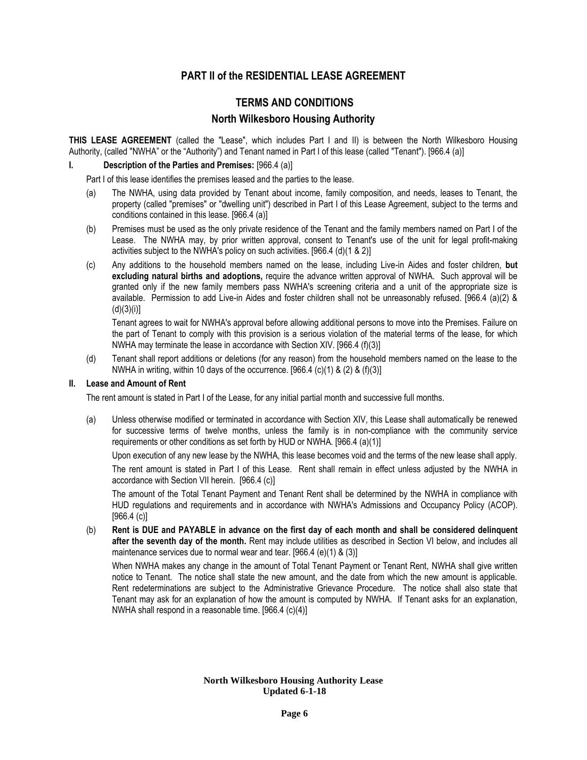## PART II of the RESIDENTIAL LEASE AGREEMENT

## TERMS AND CONDITIONS

## North Wilkesboro Housing Authority

**THIS LEASE AGREEMENT** (called the "Lease", which includes Part I and II) is between the North Wilkesboro Housing Authority, (called "NWHA" or the "Authority") and Tenant named in Part I of this lease (called "Tenant"). [966.4 (a)]

**I. Description of the Parties and Premises:** [966.4 (a)]

Part I of this lease identifies the premises leased and the parties to the lease.

(a) The NWHA, using data provided by Tenant about income, family composition, and needs, leases to Tenant, the property (called "premises" or "dwelling unit") described in Part I of this Lease Agreement, subject to the terms and conditions contained in this lease. [966.4 (a)]

(b) Premises must be used as the only private residence of the Tenant and the family members named on Part I of the Lease. The NWHA may, by prior written approval, consent to Tenant's use of the unit for legal profit-making activities subject to the NWHA's policy on such activities. [966.4 (d)(1 & 2)]

(c) Any additions to the household members named on the lease, including Live-in Aides and foster children, **but excluding natural births and adoptions,** require the advance written approval of NWHA. Such approval will be granted only if the new family members pass NWHA's screening criteria and a unit of the appropriate size is available. Permission to add Live-in Aides and foster children shall not be unreasonably refused. [966.4 (a)(2) & (d)(3)(i)]

Tenant agrees to wait for NWHA's approval before allowing additional persons to move into the Premises. Failure on the part of Tenant to comply with this provision is a serious violation of the material terms of the lease, for which NWHA may terminate the lease in accordance with Section XIV. [966.4 (f)(3)]

(d) Tenant shall report additions or deletions (for any reason) from the household members named on the lease to the NWHA in writing, within 10 days of the occurrence. [966.4 (c)(1) & (2) & (f)(3)]

**II. Lease and Amount of Rent**

The rent amount is stated in Part I of the Lease, for any initial partial month and successive full months.

(a) Unless otherwise modified or terminated in accordance with Section XIV, this Lease shall automatically be renewed for successive terms of twelve months, unless the family is in non-compliance with the community service requirements or other conditions as set forth by HUD or NWHA. [966.4 (a)(1)]

Upon execution of any new lease by the NWHA, this lease becomes void and the terms of the new lease shall apply.

The rent amount is stated in Part I of this Lease. Rent shall remain in effect unless adjusted by the NWHA in accordance with Section VII herein. [966.4 (c)]

The amount of the Total Tenant Payment and Tenant Rent shall be determined by the NWHA in compliance with HUD regulations and requirements and in accordance with NWHA's Admissions and Occupancy Policy (ACOP). [966.4 (c)]

(b) **Rent is DUE and PAYABLE in advance on the first day of each month and shall be considered delinquent after the seventh day of the month.** Rent may include utilities as described in Section VI below, and includes all maintenance services due to normal wear and tear. [966.4 (e)(1) & (3)]

When NWHA makes any change in the amount of Total Tenant Payment or Tenant Rent, NWHA shall give written notice to Tenant. The notice shall state the new amount, and the date from which the new amount is applicable. Rent redeterminations are subject to the Administrative Grievance Procedure. The notice shall also state that Tenant may ask for an explanation of how the amount is computed by NWHA. If Tenant asks for an explanation, NWHA shall respond in a reasonable time. [966.4 (c)(4)]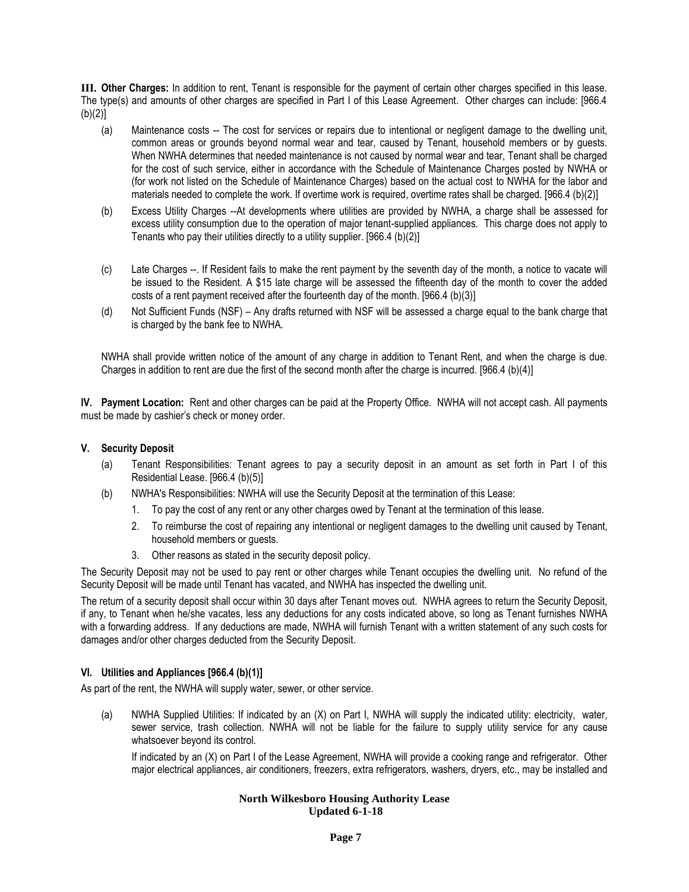**III. Other Charges:** In addition to rent, Tenant is responsible for the payment of certain other charges specified in this lease. The type(s) and amounts of other charges are specified in Part I of this Lease Agreement. Other charges can include: [966.4 (b)(2)]

(a) Maintenance costs -- The cost for services or repairs due to intentional or negligent damage to the dwelling unit, common areas or grounds beyond normal wear and tear, caused by Tenant, household members or by guests. When NWHA determines that needed maintenance is not caused by normal wear and tear, Tenant shall be charged for the cost of such service, either in accordance with the Schedule of Maintenance Charges posted by NWHA or (for work not listed on the Schedule of Maintenance Charges) based on the actual cost to NWHA for the labor and materials needed to complete the work. If overtime work is required, overtime rates shall be charged. [966.4 (b)(2)]

(b) Excess Utility Charges --At developments where utilities are provided by NWHA, a charge shall be assessed for excess utility consumption due to the operation of major tenant-supplied appliances. This charge does not apply to Tenants who pay their utilities directly to a utility supplier. [966.4 (b)(2)]

(c) Late Charges --. If Resident fails to make the rent payment by the seventh day of the month, a notice to vacate will be issued to the Resident. A $15 late charge will be assessed the fifteenth day of the month to cover the added costs of a rent payment received after the fourteenth day of the month. [966.4 (b)(3)]

(d) Not Sufficient Funds (NSF) – Any drafts returned with NSF will be assessed a charge equal to the bank charge that is charged by the bank fee to NWHA.

NWHA shall provide written notice of the amount of any charge in addition to Tenant Rent, and when the charge is due. Charges in addition to rent are due the first of the second month after the charge is incurred. [966.4 (b)(4)]

**IV. Payment Location:** Rent and other charges can be paid at the Property Office. NWHA will not accept cash. All payments must be made by cashier's check or money order.

**V. Security Deposit**

(a) Tenant Responsibilities: Tenant agrees to pay a security deposit in an amount as set forth in Part I of this Residential Lease. [966.4 (b)(5)]

(b) NWHA's Responsibilities: NWHA will use the Security Deposit at the termination of this Lease:

1. To pay the cost of any rent or any other charges owed by Tenant at the termination of this lease.
2. To reimburse the cost of repairing any intentional or negligent damages to the dwelling unit caused by Tenant, household members or guests.
3. Other reasons as stated in the security deposit policy.

The Security Deposit may not be used to pay rent or other charges while Tenant occupies the dwelling unit. No refund of the Security Deposit will be made until Tenant has vacated, and NWHA has inspected the dwelling unit.

The return of a security deposit shall occur within 30 days after Tenant moves out. NWHA agrees to return the Security Deposit, if any, to Tenant when he/she vacates, less any deductions for any costs indicated above, so long as Tenant furnishes NWHA with a forwarding address. If any deductions are made, NWHA will furnish Tenant with a written statement of any such costs for damages and/or other charges deducted from the Security Deposit.

**VI. Utilities and Appliances [966.4 (b)(1)]**

As part of the rent, the NWHA will supply water, sewer, or other service.

(a) NWHA Supplied Utilities: If indicated by an (X) on Part I, NWHA will supply the indicated utility: electricity, water, sewer service, trash collection. NWHA will not be liable for the failure to supply utility service for any cause whatsoever beyond its control.

If indicated by an (X) on Part I of the Lease Agreement, NWHA will provide a cooking range and refrigerator. Other major electrical appliances, air conditioners, freezers, extra refrigerators, washers, dryers, etc., may be installed and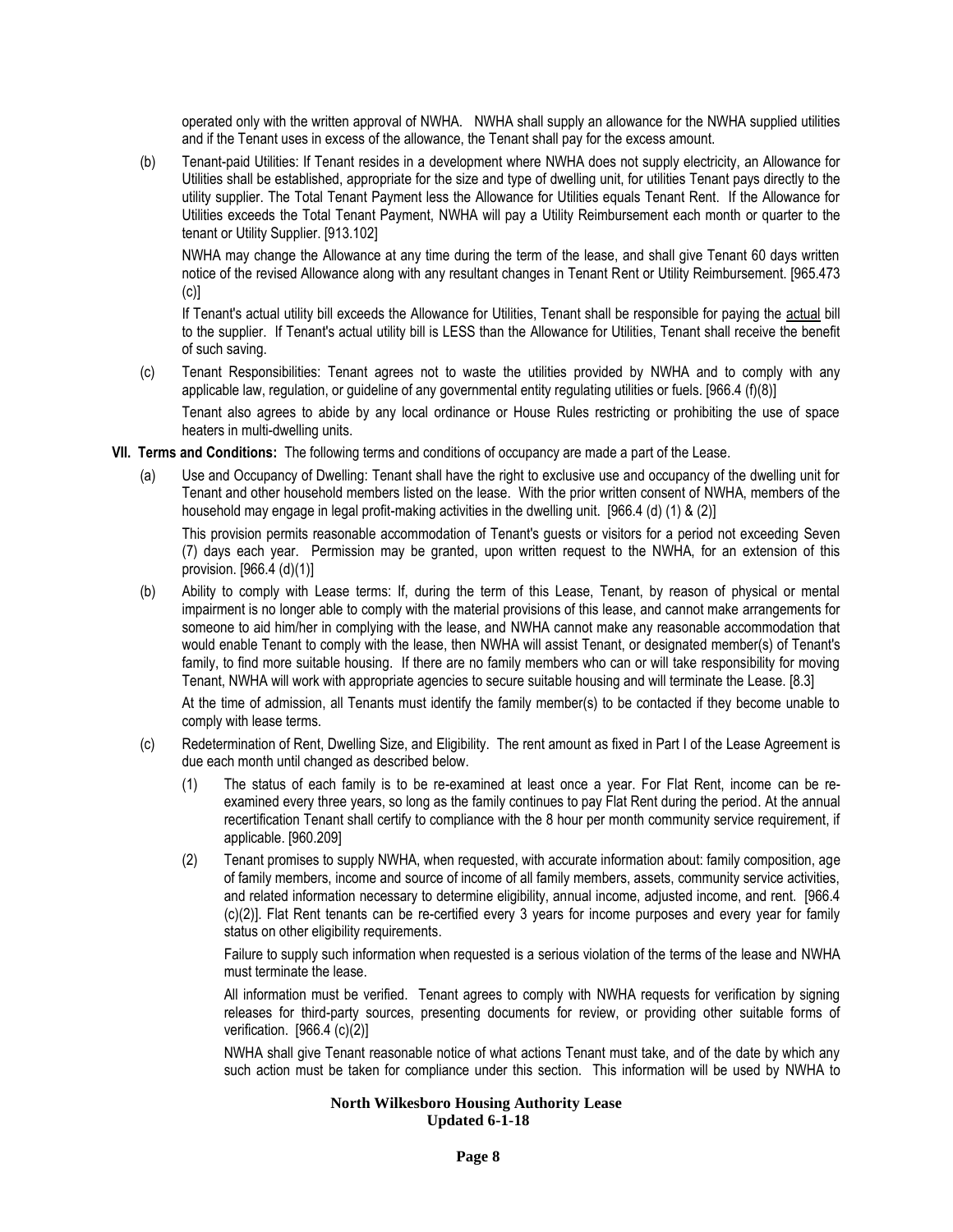operated only with the written approval of NWHA. NWHA shall supply an allowance for the NWHA supplied utilities and if the Tenant uses in excess of the allowance, the Tenant shall pay for the excess amount.

(b) Tenant-paid Utilities: If Tenant resides in a development where NWHA does not supply electricity, an Allowance for Utilities shall be established, appropriate for the size and type of dwelling unit, for utilities Tenant pays directly to the utility supplier. The Total Tenant Payment less the Allowance for Utilities equals Tenant Rent. If the Allowance for Utilities exceeds the Total Tenant Payment, NWHA will pay a Utility Reimbursement each month or quarter to the tenant or Utility Supplier. [913.102]

NWHA may change the Allowance at any time during the term of the lease, and shall give Tenant 60 days written notice of the revised Allowance along with any resultant changes in Tenant Rent or Utility Reimbursement. [965.473 (c)]

If Tenant's actual utility bill exceeds the Allowance for Utilities, Tenant shall be responsible for paying the actual bill to the supplier. If Tenant's actual utility bill is LESS than the Allowance for Utilities, Tenant shall receive the benefit of such saving.

(c) Tenant Responsibilities: Tenant agrees not to waste the utilities provided by NWHA and to comply with any applicable law, regulation, or guideline of any governmental entity regulating utilities or fuels. [966.4 (f)(8)]

Tenant also agrees to abide by any local ordinance or House Rules restricting or prohibiting the use of space heaters in multi-dwelling units.

**VII. Terms and Conditions:** The following terms and conditions of occupancy are made a part of the Lease.

(a) Use and Occupancy of Dwelling: Tenant shall have the right to exclusive use and occupancy of the dwelling unit for Tenant and other household members listed on the lease. With the prior written consent of NWHA, members of the household may engage in legal profit-making activities in the dwelling unit. [966.4 (d) (1) & (2)]

This provision permits reasonable accommodation of Tenant's guests or visitors for a period not exceeding Seven (7) days each year. Permission may be granted, upon written request to the NWHA, for an extension of this provision. [966.4 (d)(1)]

(b) Ability to comply with Lease terms: If, during the term of this Lease, Tenant, by reason of physical or mental impairment is no longer able to comply with the material provisions of this lease, and cannot make arrangements for someone to aid him/her in complying with the lease, and NWHA cannot make any reasonable accommodation that would enable Tenant to comply with the lease, then NWHA will assist Tenant, or designated member(s) of Tenant's family, to find more suitable housing. If there are no family members who can or will take responsibility for moving Tenant, NWHA will work with appropriate agencies to secure suitable housing and will terminate the Lease. [8.3]

At the time of admission, all Tenants must identify the family member(s) to be contacted if they become unable to comply with lease terms.

(c) Redetermination of Rent, Dwelling Size, and Eligibility. The rent amount as fixed in Part I of the Lease Agreement is due each month until changed as described below.

(1) The status of each family is to be re-examined at least once a year. For Flat Rent, income can be re-examined every three years, so long as the family continues to pay Flat Rent during the period. At the annual recertification Tenant shall certify to compliance with the 8 hour per month community service requirement, if applicable. [960.209]

(2) Tenant promises to supply NWHA, when requested, with accurate information about: family composition, age of family members, income and source of income of all family members, assets, community service activities, and related information necessary to determine eligibility, annual income, adjusted income, and rent. [966.4 (c)(2)]. Flat Rent tenants can be re-certified every 3 years for income purposes and every year for family status on other eligibility requirements.

Failure to supply such information when requested is a serious violation of the terms of the lease and NWHA must terminate the lease.

All information must be verified. Tenant agrees to comply with NWHA requests for verification by signing releases for third-party sources, presenting documents for review, or providing other suitable forms of verification. [966.4 (c)(2)]

NWHA shall give Tenant reasonable notice of what actions Tenant must take, and of the date by which any such action must be taken for compliance under this section. This information will be used by NWHA to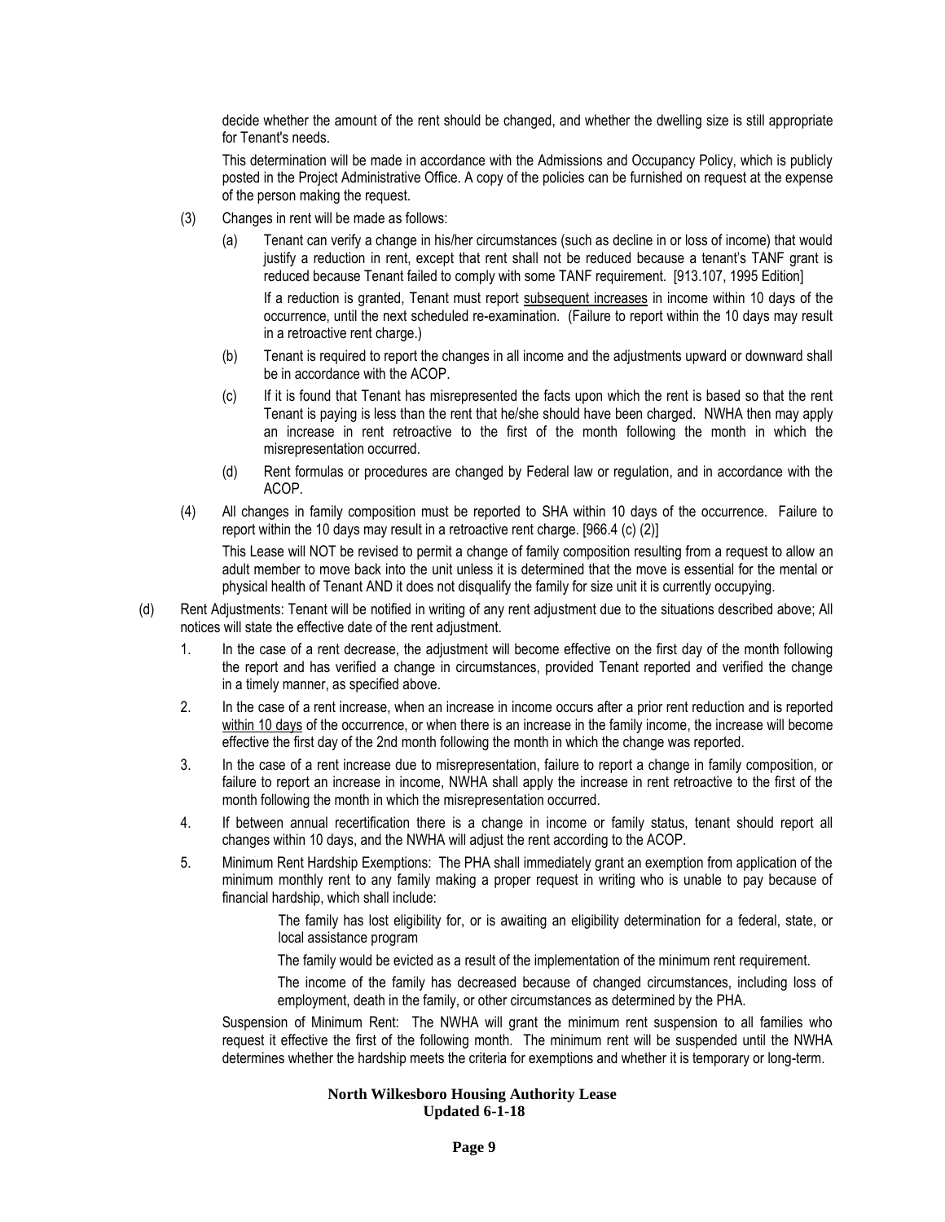decide whether the amount of the rent should be changed, and whether the dwelling size is still appropriate for Tenant's needs.

This determination will be made in accordance with the Admissions and Occupancy Policy, which is publicly posted in the Project Administrative Office. A copy of the policies can be furnished on request at the expense of the person making the request.

(3) Changes in rent will be made as follows:

(a) Tenant can verify a change in his/her circumstances (such as decline in or loss of income) that would justify a reduction in rent, except that rent shall not be reduced because a tenant's TANF grant is reduced because Tenant failed to comply with some TANF requirement. [913.107, 1995 Edition]

If a reduction is granted, Tenant must report <u>subsequent increases</u> in income within 10 days of the occurrence, until the next scheduled re-examination. (Failure to report within the 10 days may result in a retroactive rent charge.)

(b) Tenant is required to report the changes in all income and the adjustments upward or downward shall be in accordance with the ACOP.

(c) If it is found that Tenant has misrepresented the facts upon which the rent is based so that the rent Tenant is paying is less than the rent that he/she should have been charged. NWHA then may apply an increase in rent retroactive to the first of the month following the month in which the misrepresentation occurred.

(d) Rent formulas or procedures are changed by Federal law or regulation, and in accordance with the ACOP.

(4) All changes in family composition must be reported to SHA within 10 days of the occurrence. Failure to report within the 10 days may result in a retroactive rent charge. [966.4 (c) (2)]

This Lease will NOT be revised to permit a change of family composition resulting from a request to allow an adult member to move back into the unit unless it is determined that the move is essential for the mental or physical health of Tenant AND it does not disqualify the family for size unit it is currently occupying.

(d) Rent Adjustments: Tenant will be notified in writing of any rent adjustment due to the situations described above; All notices will state the effective date of the rent adjustment.

1. In the case of a rent decrease, the adjustment will become effective on the first day of the month following the report and has verified a change in circumstances, provided Tenant reported and verified the change in a timely manner, as specified above.

2. In the case of a rent increase, when an increase in income occurs after a prior rent reduction and is reported <u>within 10 days</u> of the occurrence, or when there is an increase in the family income, the increase will become effective the first day of the 2nd month following the month in which the change was reported.

3. In the case of a rent increase due to misrepresentation, failure to report a change in family composition, or failure to report an increase in income, NWHA shall apply the increase in rent retroactive to the first of the month following the month in which the misrepresentation occurred.

4. If between annual recertification there is a change in income or family status, tenant should report all changes within 10 days, and the NWHA will adjust the rent according to the ACOP.

5. Minimum Rent Hardship Exemptions: The PHA shall immediately grant an exemption from application of the minimum monthly rent to any family making a proper request in writing who is unable to pay because of financial hardship, which shall include:

   The family has lost eligibility for, or is awaiting an eligibility determination for a federal, state, or local assistance program

   The family would be evicted as a result of the implementation of the minimum rent requirement.

   The income of the family has decreased because of changed circumstances, including loss of employment, death in the family, or other circumstances as determined by the PHA.

Suspension of Minimum Rent: The NWHA will grant the minimum rent suspension to all families who request it effective the first of the following month. The minimum rent will be suspended until the NWHA determines whether the hardship meets the criteria for exemptions and whether it is temporary or long-term.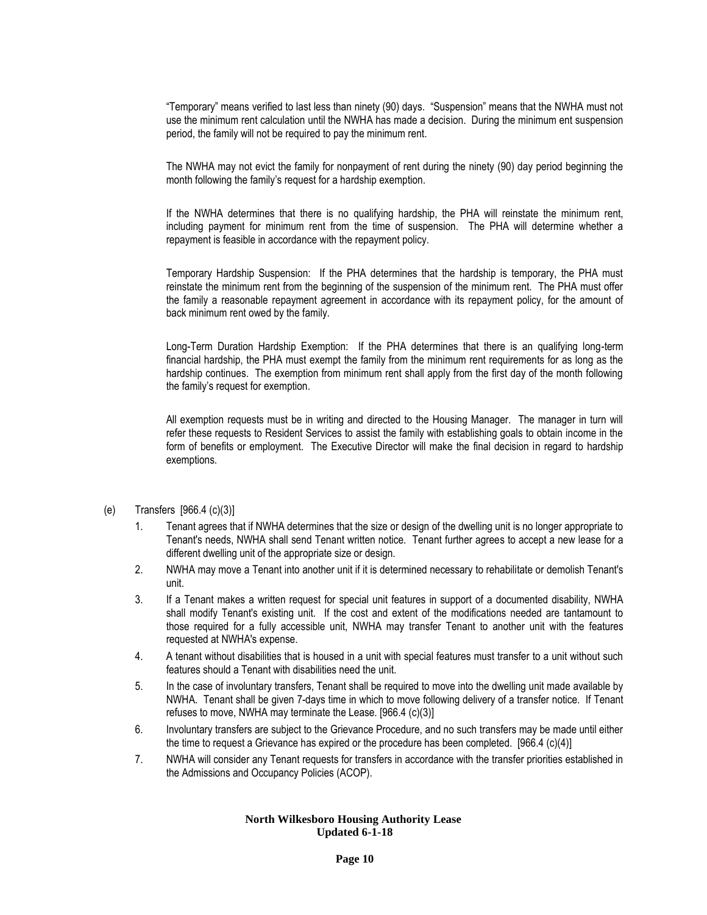"Temporary" means verified to last less than ninety (90) days. "Suspension" means that the NWHA must not use the minimum rent calculation until the NWHA has made a decision. During the minimum ent suspension period, the family will not be required to pay the minimum rent.

The NWHA may not evict the family for nonpayment of rent during the ninety (90) day period beginning the month following the family's request for a hardship exemption.

If the NWHA determines that there is no qualifying hardship, the PHA will reinstate the minimum rent, including payment for minimum rent from the time of suspension. The PHA will determine whether a repayment is feasible in accordance with the repayment policy.

Temporary Hardship Suspension: If the PHA determines that the hardship is temporary, the PHA must reinstate the minimum rent from the beginning of the suspension of the minimum rent. The PHA must offer the family a reasonable repayment agreement in accordance with its repayment policy, for the amount of back minimum rent owed by the family.

Long-Term Duration Hardship Exemption: If the PHA determines that there is an qualifying long-term financial hardship, the PHA must exempt the family from the minimum rent requirements for as long as the hardship continues. The exemption from minimum rent shall apply from the first day of the month following the family's request for exemption.

All exemption requests must be in writing and directed to the Housing Manager. The manager in turn will refer these requests to Resident Services to assist the family with establishing goals to obtain income in the form of benefits or employment. The Executive Director will make the final decision in regard to hardship exemptions.

(e) Transfers [966.4 (c)(3)]

1. Tenant agrees that if NWHA determines that the size or design of the dwelling unit is no longer appropriate to Tenant's needs, NWHA shall send Tenant written notice. Tenant further agrees to accept a new lease for a different dwelling unit of the appropriate size or design.
2. NWHA may move a Tenant into another unit if it is determined necessary to rehabilitate or demolish Tenant's unit.
3. If a Tenant makes a written request for special unit features in support of a documented disability, NWHA shall modify Tenant's existing unit. If the cost and extent of the modifications needed are tantamount to those required for a fully accessible unit, NWHA may transfer Tenant to another unit with the features requested at NWHA's expense.
4. A tenant without disabilities that is housed in a unit with special features must transfer to a unit without such features should a Tenant with disabilities need the unit.
5. In the case of involuntary transfers, Tenant shall be required to move into the dwelling unit made available by NWHA. Tenant shall be given 7-days time in which to move following delivery of a transfer notice. If Tenant refuses to move, NWHA may terminate the Lease. [966.4 (c)(3)]
6. Involuntary transfers are subject to the Grievance Procedure, and no such transfers may be made until either the time to request a Grievance has expired or the procedure has been completed. [966.4 (c)(4)]
7. NWHA will consider any Tenant requests for transfers in accordance with the transfer priorities established in the Admissions and Occupancy Policies (ACOP).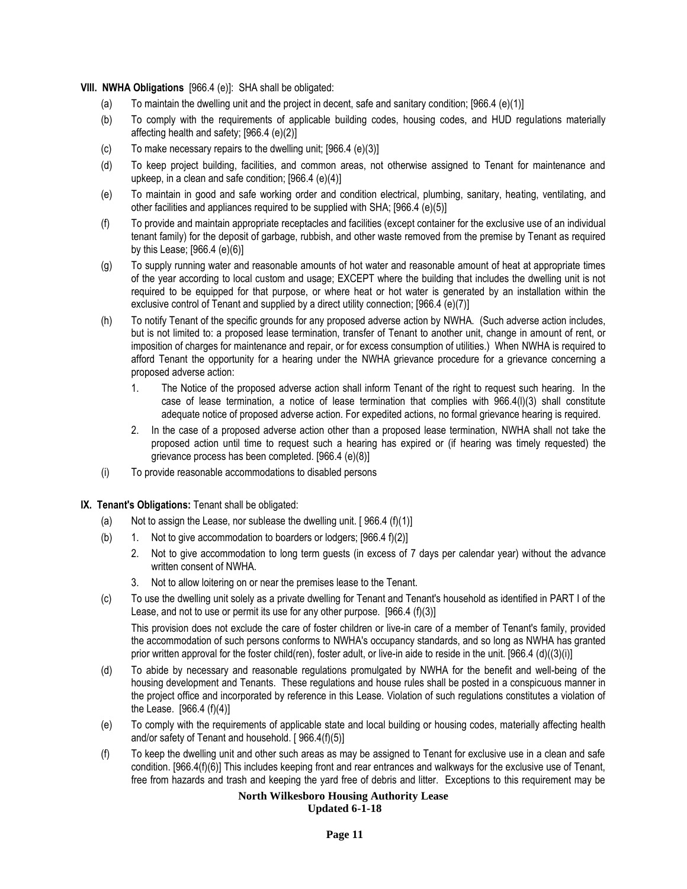**VIII. NWHA Obligations** [966.4 (e)]: SHA shall be obligated:

(a) To maintain the dwelling unit and the project in decent, safe and sanitary condition; [966.4 (e)(1)]

(b) To comply with the requirements of applicable building codes, housing codes, and HUD regulations materially affecting health and safety; [966.4 (e)(2)]

(c) To make necessary repairs to the dwelling unit; [966.4 (e)(3)]

(d) To keep project building, facilities, and common areas, not otherwise assigned to Tenant for maintenance and upkeep, in a clean and safe condition; [966.4 (e)(4)]

(e) To maintain in good and safe working order and condition electrical, plumbing, sanitary, heating, ventilating, and other facilities and appliances required to be supplied with SHA; [966.4 (e)(5)]

(f) To provide and maintain appropriate receptacles and facilities (except container for the exclusive use of an individual tenant family) for the deposit of garbage, rubbish, and other waste removed from the premise by Tenant as required by this Lease; [966.4 (e)(6)]

(g) To supply running water and reasonable amounts of hot water and reasonable amount of heat at appropriate times of the year according to local custom and usage; EXCEPT where the building that includes the dwelling unit is not required to be equipped for that purpose, or where heat or hot water is generated by an installation within the exclusive control of Tenant and supplied by a direct utility connection; [966.4 (e)(7)]

(h) To notify Tenant of the specific grounds for any proposed adverse action by NWHA. (Such adverse action includes, but is not limited to: a proposed lease termination, transfer of Tenant to another unit, change in amount of rent, or imposition of charges for maintenance and repair, or for excess consumption of utilities.) When NWHA is required to afford Tenant the opportunity for a hearing under the NWHA grievance procedure for a grievance concerning a proposed adverse action:

1. The Notice of the proposed adverse action shall inform Tenant of the right to request such hearing. In the case of lease termination, a notice of lease termination that complies with 966.4(l)(3) shall constitute adequate notice of proposed adverse action. For expedited actions, no formal grievance hearing is required.

2. In the case of a proposed adverse action other than a proposed lease termination, NWHA shall not take the proposed action until time to request such a hearing has expired or (if hearing was timely requested) the grievance process has been completed. [966.4 (e)(8)]

(i) To provide reasonable accommodations to disabled persons

**IX. Tenant's Obligations:** Tenant shall be obligated:

(a) Not to assign the Lease, nor sublease the dwelling unit. [ 966.4 (f)(1)]

(b) 1. Not to give accommodation to boarders or lodgers; [966.4 f)(2)]

2. Not to give accommodation to long term guests (in excess of 7 days per calendar year) without the advance written consent of NWHA.

3. Not to allow loitering on or near the premises lease to the Tenant.

(c) To use the dwelling unit solely as a private dwelling for Tenant and Tenant's household as identified in PART I of the Lease, and not to use or permit its use for any other purpose. [966.4 (f)(3)]

This provision does not exclude the care of foster children or live-in care of a member of Tenant's family, provided the accommodation of such persons conforms to NWHA's occupancy standards, and so long as NWHA has granted prior written approval for the foster child(ren), foster adult, or live-in aide to reside in the unit. [966.4 (d)((3)(i)]

(d) To abide by necessary and reasonable regulations promulgated by NWHA for the benefit and well-being of the housing development and Tenants. These regulations and house rules shall be posted in a conspicuous manner in the project office and incorporated by reference in this Lease. Violation of such regulations constitutes a violation of the Lease. [966.4 (f)(4)]

(e) To comply with the requirements of applicable state and local building or housing codes, materially affecting health and/or safety of Tenant and household. [ 966.4(f)(5)]

(f) To keep the dwelling unit and other such areas as may be assigned to Tenant for exclusive use in a clean and safe condition. [966.4(f)(6)] This includes keeping front and rear entrances and walkways for the exclusive use of Tenant, free from hazards and trash and keeping the yard free of debris and litter. Exceptions to this requirement may be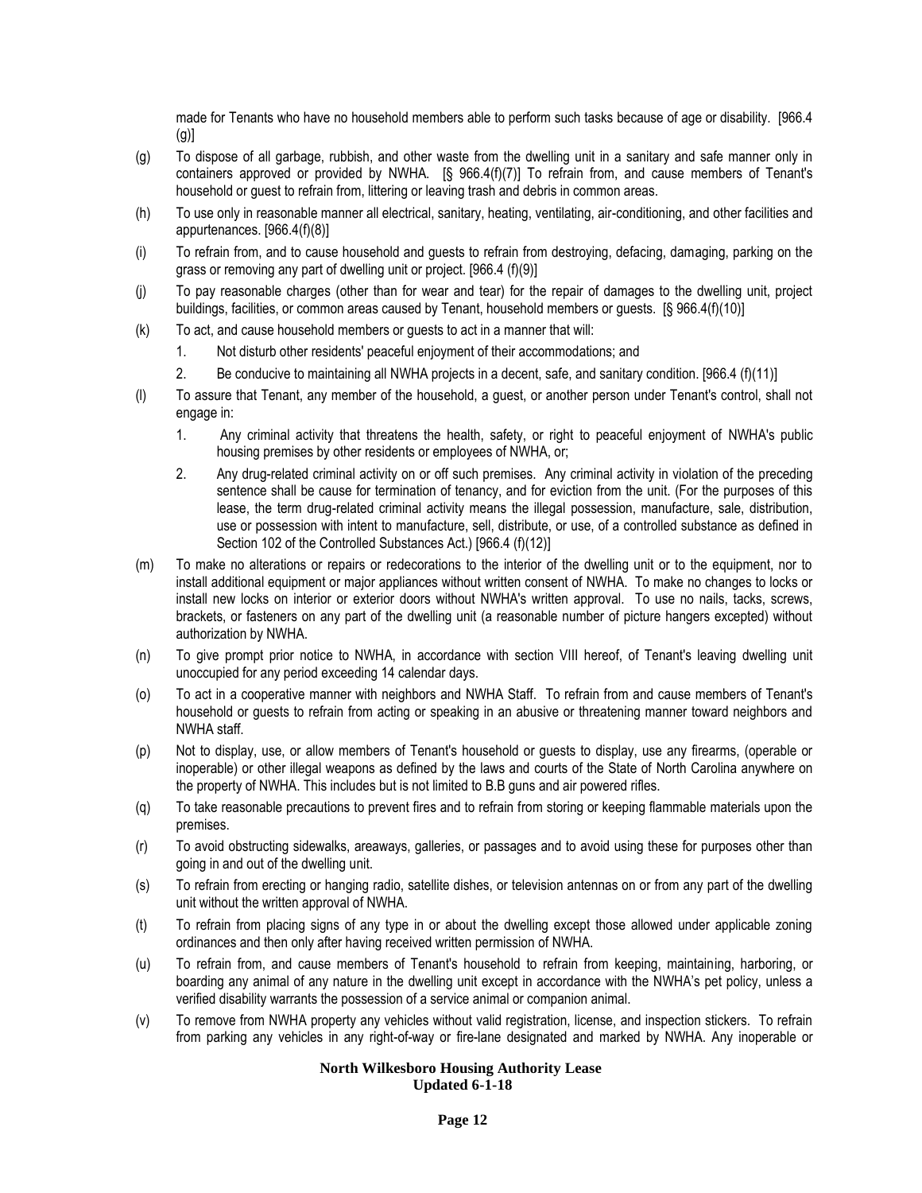made for Tenants who have no household members able to perform such tasks because of age or disability. [966.4 (g)]

(g) To dispose of all garbage, rubbish, and other waste from the dwelling unit in a sanitary and safe manner only in containers approved or provided by NWHA. [§ 966.4(f)(7)] To refrain from, and cause members of Tenant's household or guest to refrain from, littering or leaving trash and debris in common areas.

(h) To use only in reasonable manner all electrical, sanitary, heating, ventilating, air-conditioning, and other facilities and appurtenances. [966.4(f)(8)]

(i) To refrain from, and to cause household and guests to refrain from destroying, defacing, damaging, parking on the grass or removing any part of dwelling unit or project. [966.4 (f)(9)]

(j) To pay reasonable charges (other than for wear and tear) for the repair of damages to the dwelling unit, project buildings, facilities, or common areas caused by Tenant, household members or guests. [§ 966.4(f)(10)]

(k) To act, and cause household members or guests to act in a manner that will:

1. Not disturb other residents' peaceful enjoyment of their accommodations; and
2. Be conducive to maintaining all NWHA projects in a decent, safe, and sanitary condition. [966.4 (f)(11)]

(l) To assure that Tenant, any member of the household, a guest, or another person under Tenant's control, shall not engage in:

1. Any criminal activity that threatens the health, safety, or right to peaceful enjoyment of NWHA's public housing premises by other residents or employees of NWHA, or;
2. Any drug-related criminal activity on or off such premises. Any criminal activity in violation of the preceding sentence shall be cause for termination of tenancy, and for eviction from the unit. (For the purposes of this lease, the term drug-related criminal activity means the illegal possession, manufacture, sale, distribution, use or possession with intent to manufacture, sell, distribute, or use, of a controlled substance as defined in Section 102 of the Controlled Substances Act.) [966.4 (f)(12)]

(m) To make no alterations or repairs or redecorations to the interior of the dwelling unit or to the equipment, nor to install additional equipment or major appliances without written consent of NWHA. To make no changes to locks or install new locks on interior or exterior doors without NWHA's written approval. To use no nails, tacks, screws, brackets, or fasteners on any part of the dwelling unit (a reasonable number of picture hangers excepted) without authorization by NWHA.

(n) To give prompt prior notice to NWHA, in accordance with section VIII hereof, of Tenant's leaving dwelling unit unoccupied for any period exceeding 14 calendar days.

(o) To act in a cooperative manner with neighbors and NWHA Staff. To refrain from and cause members of Tenant's household or guests to refrain from acting or speaking in an abusive or threatening manner toward neighbors and NWHA staff.

(p) Not to display, use, or allow members of Tenant's household or guests to display, use any firearms, (operable or inoperable) or other illegal weapons as defined by the laws and courts of the State of North Carolina anywhere on the property of NWHA. This includes but is not limited to B.B guns and air powered rifles.

(q) To take reasonable precautions to prevent fires and to refrain from storing or keeping flammable materials upon the premises.

(r) To avoid obstructing sidewalks, areaways, galleries, or passages and to avoid using these for purposes other than going in and out of the dwelling unit.

(s) To refrain from erecting or hanging radio, satellite dishes, or television antennas on or from any part of the dwelling unit without the written approval of NWHA.

(t) To refrain from placing signs of any type in or about the dwelling except those allowed under applicable zoning ordinances and then only after having received written permission of NWHA.

(u) To refrain from, and cause members of Tenant's household to refrain from keeping, maintaining, harboring, or boarding any animal of any nature in the dwelling unit except in accordance with the NWHA's pet policy, unless a verified disability warrants the possession of a service animal or companion animal.

(v) To remove from NWHA property any vehicles without valid registration, license, and inspection stickers. To refrain from parking any vehicles in any right-of-way or fire-lane designated and marked by NWHA. Any inoperable or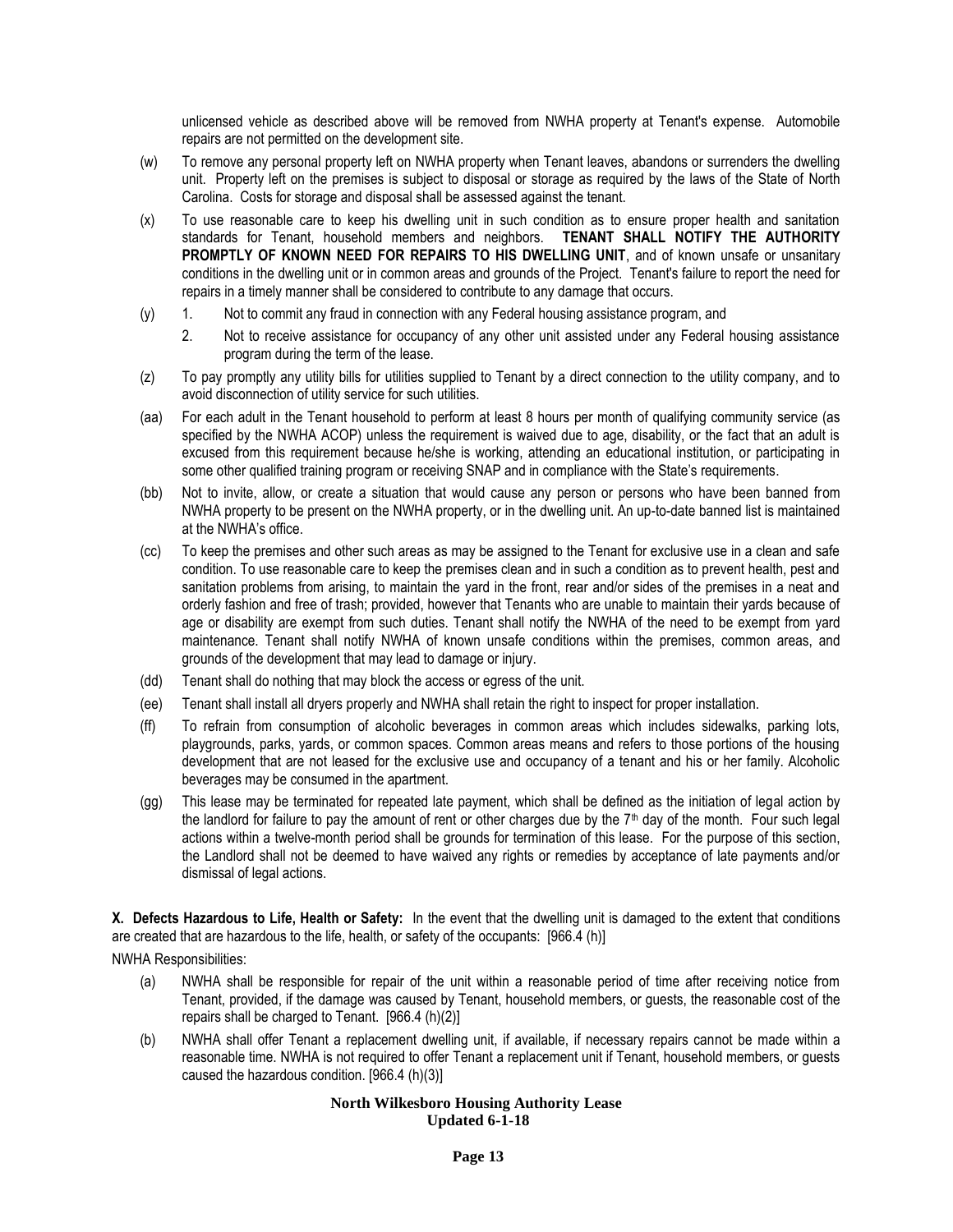unlicensed vehicle as described above will be removed from NWHA property at Tenant's expense. Automobile repairs are not permitted on the development site.

(w) To remove any personal property left on NWHA property when Tenant leaves, abandons or surrenders the dwelling unit. Property left on the premises is subject to disposal or storage as required by the laws of the State of North Carolina. Costs for storage and disposal shall be assessed against the tenant.

(x) To use reasonable care to keep his dwelling unit in such condition as to ensure proper health and sanitation standards for Tenant, household members and neighbors. **TENANT SHALL NOTIFY THE AUTHORITY PROMPTLY OF KNOWN NEED FOR REPAIRS TO HIS DWELLING UNIT**, and of known unsafe or unsanitary conditions in the dwelling unit or in common areas and grounds of the Project. Tenant's failure to report the need for repairs in a timely manner shall be considered to contribute to any damage that occurs.

(y) 1. Not to commit any fraud in connection with any Federal housing assistance program, and

    2. Not to receive assistance for occupancy of any other unit assisted under any Federal housing assistance program during the term of the lease.

(z) To pay promptly any utility bills for utilities supplied to Tenant by a direct connection to the utility company, and to avoid disconnection of utility service for such utilities.

(aa) For each adult in the Tenant household to perform at least 8 hours per month of qualifying community service (as specified by the NWHA ACOP) unless the requirement is waived due to age, disability, or the fact that an adult is excused from this requirement because he/she is working, attending an educational institution, or participating in some other qualified training program or receiving SNAP and in compliance with the State's requirements.

(bb) Not to invite, allow, or create a situation that would cause any person or persons who have been banned from NWHA property to be present on the NWHA property, or in the dwelling unit. An up-to-date banned list is maintained at the NWHA's office.

(cc) To keep the premises and other such areas as may be assigned to the Tenant for exclusive use in a clean and safe condition. To use reasonable care to keep the premises clean and in such a condition as to prevent health, pest and sanitation problems from arising, to maintain the yard in the front, rear and/or sides of the premises in a neat and orderly fashion and free of trash; provided, however that Tenants who are unable to maintain their yards because of age or disability are exempt from such duties. Tenant shall notify the NWHA of the need to be exempt from yard maintenance. Tenant shall notify NWHA of known unsafe conditions within the premises, common areas, and grounds of the development that may lead to damage or injury.

(dd) Tenant shall do nothing that may block the access or egress of the unit.

(ee) Tenant shall install all dryers properly and NWHA shall retain the right to inspect for proper installation.

(ff) To refrain from consumption of alcoholic beverages in common areas which includes sidewalks, parking lots, playgrounds, parks, yards, or common spaces. Common areas means and refers to those portions of the housing development that are not leased for the exclusive use and occupancy of a tenant and his or her family. Alcoholic beverages may be consumed in the apartment.

(gg) This lease may be terminated for repeated late payment, which shall be defined as the initiation of legal action by the landlord for failure to pay the amount of rent or other charges due by the 7th day of the month. Four such legal actions within a twelve-month period shall be grounds for termination of this lease. For the purpose of this section, the Landlord shall not be deemed to have waived any rights or remedies by acceptance of late payments and/or dismissal of legal actions.

**X. Defects Hazardous to Life, Health or Safety:** In the event that the dwelling unit is damaged to the extent that conditions are created that are hazardous to the life, health, or safety of the occupants: [966.4 (h)]

NWHA Responsibilities:

(a) NWHA shall be responsible for repair of the unit within a reasonable period of time after receiving notice from Tenant, provided, if the damage was caused by Tenant, household members, or guests, the reasonable cost of the repairs shall be charged to Tenant. [966.4 (h)(2)]

(b) NWHA shall offer Tenant a replacement dwelling unit, if available, if necessary repairs cannot be made within a reasonable time. NWHA is not required to offer Tenant a replacement unit if Tenant, household members, or guests caused the hazardous condition. [966.4 (h)(3)]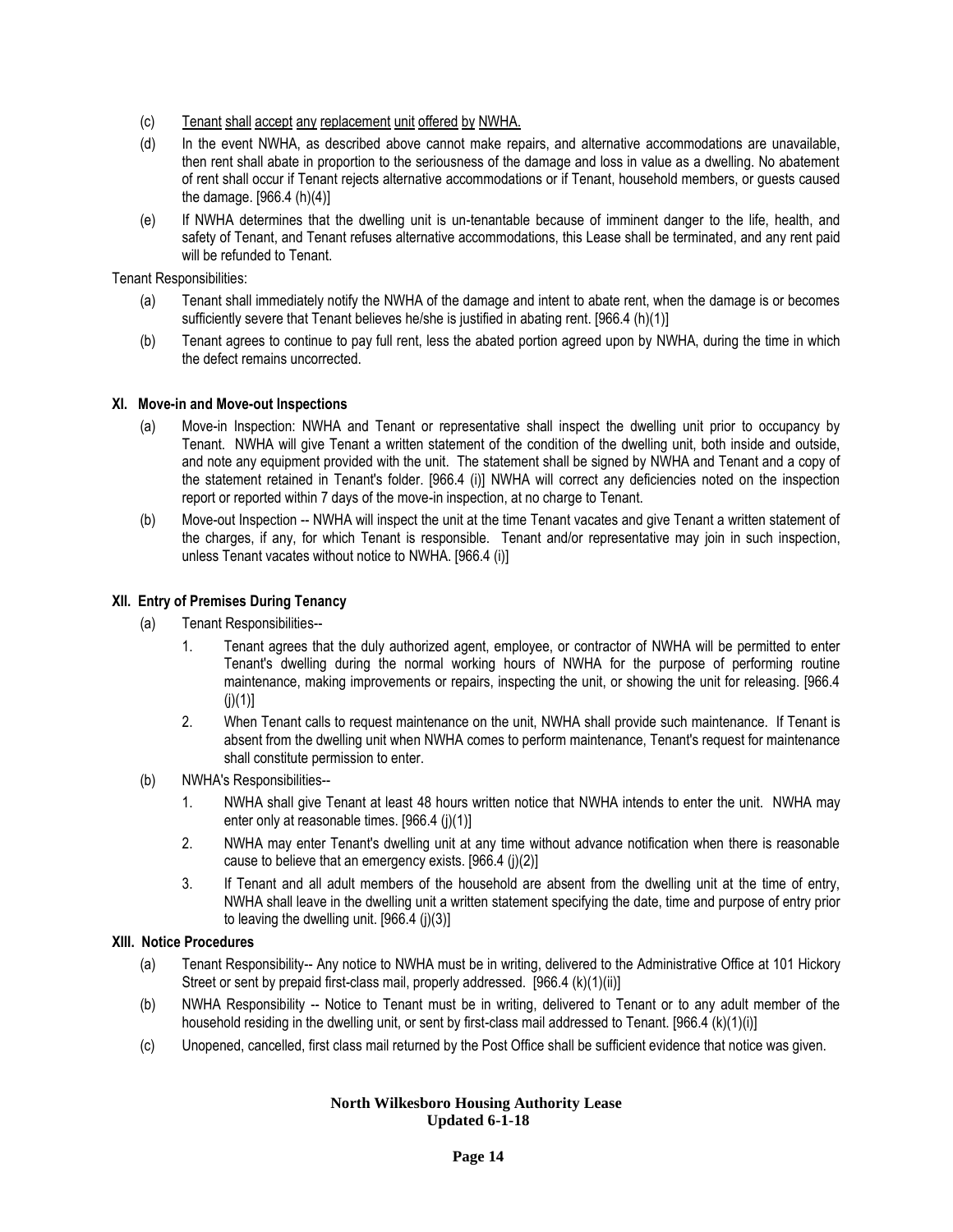(c) Tenant shall accept any replacement unit offered by NWHA.

(d) In the event NWHA, as described above cannot make repairs, and alternative accommodations are unavailable, then rent shall abate in proportion to the seriousness of the damage and loss in value as a dwelling. No abatement of rent shall occur if Tenant rejects alternative accommodations or if Tenant, household members, or guests caused the damage. [966.4 (h)(4)]

(e) If NWHA determines that the dwelling unit is un-tenantable because of imminent danger to the life, health, and safety of Tenant, and Tenant refuses alternative accommodations, this Lease shall be terminated, and any rent paid will be refunded to Tenant.

Tenant Responsibilities:

(a) Tenant shall immediately notify the NWHA of the damage and intent to abate rent, when the damage is or becomes sufficiently severe that Tenant believes he/she is justified in abating rent. [966.4 (h)(1)]

(b) Tenant agrees to continue to pay full rent, less the abated portion agreed upon by NWHA, during the time in which the defect remains uncorrected.

### XI. Move-in and Move-out Inspections

(a) Move-in Inspection: NWHA and Tenant or representative shall inspect the dwelling unit prior to occupancy by Tenant. NWHA will give Tenant a written statement of the condition of the dwelling unit, both inside and outside, and note any equipment provided with the unit. The statement shall be signed by NWHA and Tenant and a copy of the statement retained in Tenant's folder. [966.4 (i)] NWHA will correct any deficiencies noted on the inspection report or reported within 7 days of the move-in inspection, at no charge to Tenant.

(b) Move-out Inspection -- NWHA will inspect the unit at the time Tenant vacates and give Tenant a written statement of the charges, if any, for which Tenant is responsible. Tenant and/or representative may join in such inspection, unless Tenant vacates without notice to NWHA. [966.4 (i)]

### XII. Entry of Premises During Tenancy

(a) Tenant Responsibilities--

1. Tenant agrees that the duly authorized agent, employee, or contractor of NWHA will be permitted to enter Tenant's dwelling during the normal working hours of NWHA for the purpose of performing routine maintenance, making improvements or repairs, inspecting the unit, or showing the unit for releasing. [966.4 (j)(1)]
2. When Tenant calls to request maintenance on the unit, NWHA shall provide such maintenance. If Tenant is absent from the dwelling unit when NWHA comes to perform maintenance, Tenant's request for maintenance shall constitute permission to enter.

(b) NWHA's Responsibilities--

1. NWHA shall give Tenant at least 48 hours written notice that NWHA intends to enter the unit. NWHA may enter only at reasonable times. [966.4 (j)(1)]
2. NWHA may enter Tenant's dwelling unit at any time without advance notification when there is reasonable cause to believe that an emergency exists. [966.4 (j)(2)]
3. If Tenant and all adult members of the household are absent from the dwelling unit at the time of entry, NWHA shall leave in the dwelling unit a written statement specifying the date, time and purpose of entry prior to leaving the dwelling unit. [966.4 (j)(3)]

### XIII. Notice Procedures

(a) Tenant Responsibility-- Any notice to NWHA must be in writing, delivered to the Administrative Office at 101 Hickory Street or sent by prepaid first-class mail, properly addressed. [966.4 (k)(1)(ii)]

(b) NWHA Responsibility -- Notice to Tenant must be in writing, delivered to Tenant or to any adult member of the household residing in the dwelling unit, or sent by first-class mail addressed to Tenant. [966.4 (k)(1)(i)]

(c) Unopened, cancelled, first class mail returned by the Post Office shall be sufficient evidence that notice was given.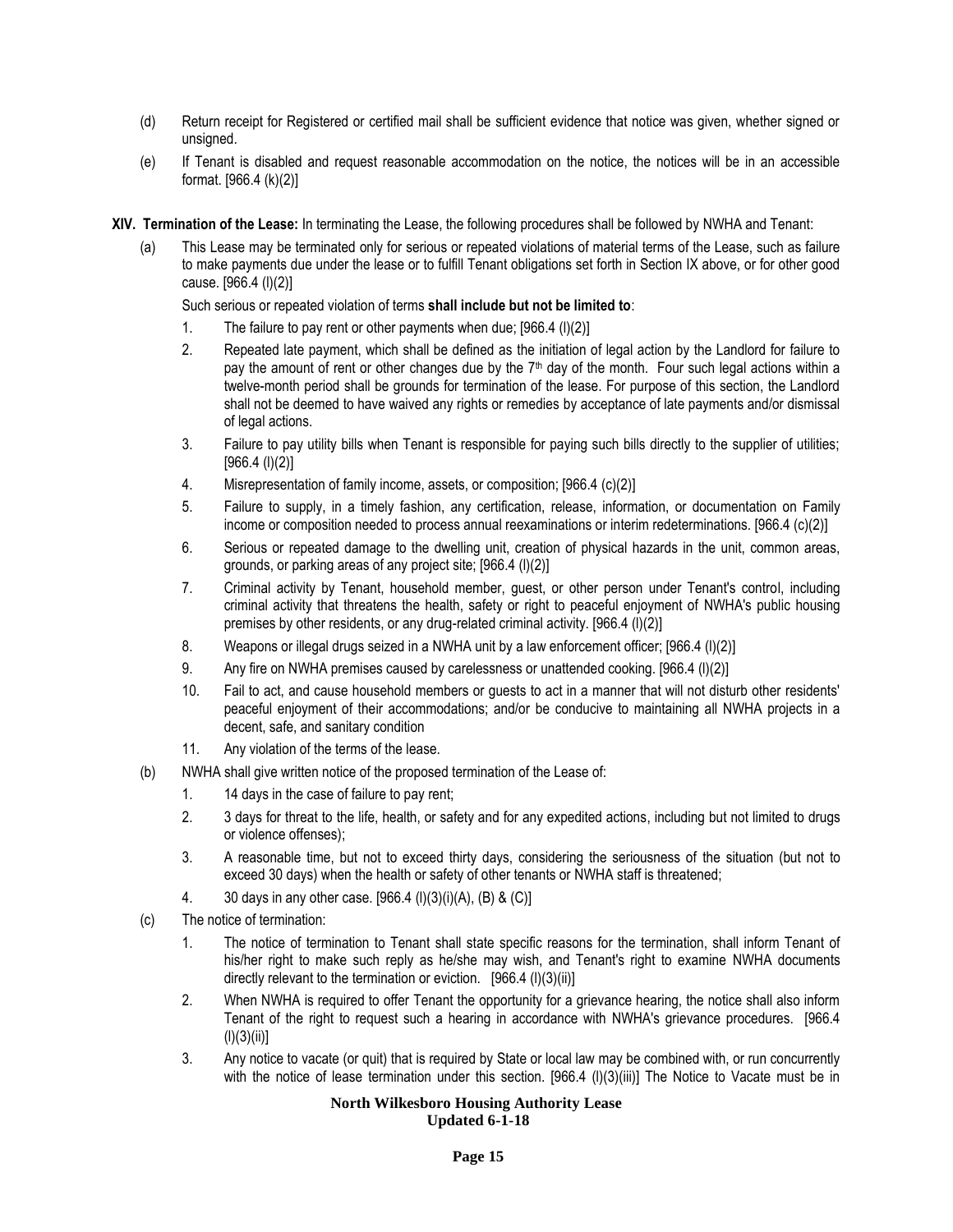(d) Return receipt for Registered or certified mail shall be sufficient evidence that notice was given, whether signed or unsigned.

(e) If Tenant is disabled and request reasonable accommodation on the notice, the notices will be in an accessible format. [966.4 (k)(2)]

**XIV. Termination of the Lease:** In terminating the Lease, the following procedures shall be followed by NWHA and Tenant:

(a) This Lease may be terminated only for serious or repeated violations of material terms of the Lease, such as failure to make payments due under the lease or to fulfill Tenant obligations set forth in Section IX above, or for other good cause. [966.4 (l)(2)]

Such serious or repeated violation of terms **shall include but not be limited to**:

1. The failure to pay rent or other payments when due; [966.4 (l)(2)]
2. Repeated late payment, which shall be defined as the initiation of legal action by the Landlord for failure to pay the amount of rent or other changes due by the 7th day of the month. Four such legal actions within a twelve-month period shall be grounds for termination of the lease. For purpose of this section, the Landlord shall not be deemed to have waived any rights or remedies by acceptance of late payments and/or dismissal of legal actions.
3. Failure to pay utility bills when Tenant is responsible for paying such bills directly to the supplier of utilities; [966.4 (l)(2)]
4. Misrepresentation of family income, assets, or composition; [966.4 (c)(2)]
5. Failure to supply, in a timely fashion, any certification, release, information, or documentation on Family income or composition needed to process annual reexaminations or interim redeterminations. [966.4 (c)(2)]
6. Serious or repeated damage to the dwelling unit, creation of physical hazards in the unit, common areas, grounds, or parking areas of any project site; [966.4 (l)(2)]
7. Criminal activity by Tenant, household member, guest, or other person under Tenant's control, including criminal activity that threatens the health, safety or right to peaceful enjoyment of NWHA's public housing premises by other residents, or any drug-related criminal activity. [966.4 (l)(2)]
8. Weapons or illegal drugs seized in a NWHA unit by a law enforcement officer; [966.4 (l)(2)]
9. Any fire on NWHA premises caused by carelessness or unattended cooking. [966.4 (l)(2)]
10. Fail to act, and cause household members or guests to act in a manner that will not disturb other residents' peaceful enjoyment of their accommodations; and/or be conducive to maintaining all NWHA projects in a decent, safe, and sanitary condition
11. Any violation of the terms of the lease.

(b) NWHA shall give written notice of the proposed termination of the Lease of:

1. 14 days in the case of failure to pay rent;
2. 3 days for threat to the life, health, or safety and for any expedited actions, including but not limited to drugs or violence offenses);
3. A reasonable time, but not to exceed thirty days, considering the seriousness of the situation (but not to exceed 30 days) when the health or safety of other tenants or NWHA staff is threatened;
4. 30 days in any other case. [966.4 (l)(3)(i)(A), (B) & (C)]

(c) The notice of termination:

1. The notice of termination to Tenant shall state specific reasons for the termination, shall inform Tenant of his/her right to make such reply as he/she may wish, and Tenant's right to examine NWHA documents directly relevant to the termination or eviction. [966.4 (l)(3)(ii)]
2. When NWHA is required to offer Tenant the opportunity for a grievance hearing, the notice shall also inform Tenant of the right to request such a hearing in accordance with NWHA's grievance procedures. [966.4 (l)(3)(ii)]
3. Any notice to vacate (or quit) that is required by State or local law may be combined with, or run concurrently with the notice of lease termination under this section. [966.4 (l)(3)(iii)] The Notice to Vacate must be in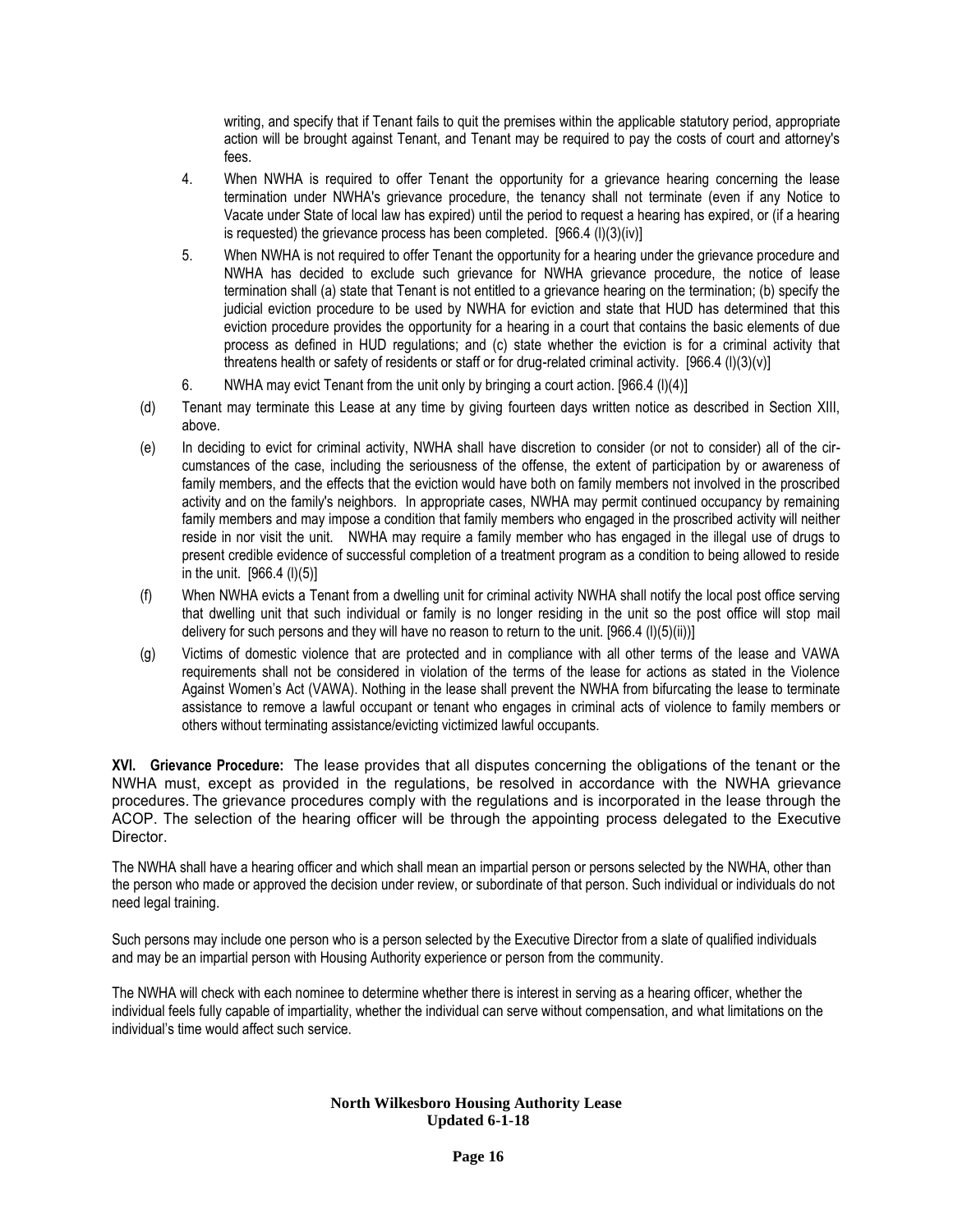writing, and specify that if Tenant fails to quit the premises within the applicable statutory period, appropriate action will be brought against Tenant, and Tenant may be required to pay the costs of court and attorney's fees.

4. When NWHA is required to offer Tenant the opportunity for a grievance hearing concerning the lease termination under NWHA's grievance procedure, the tenancy shall not terminate (even if any Notice to Vacate under State of local law has expired) until the period to request a hearing has expired, or (if a hearing is requested) the grievance process has been completed. [966.4 (l)(3)(iv)]

5. When NWHA is not required to offer Tenant the opportunity for a hearing under the grievance procedure and NWHA has decided to exclude such grievance for NWHA grievance procedure, the notice of lease termination shall (a) state that Tenant is not entitled to a grievance hearing on the termination; (b) specify the judicial eviction procedure to be used by NWHA for eviction and state that HUD has determined that this eviction procedure provides the opportunity for a hearing in a court that contains the basic elements of due process as defined in HUD regulations; and (c) state whether the eviction is for a criminal activity that threatens health or safety of residents or staff or for drug-related criminal activity. [966.4 (l)(3)(v)]

6. NWHA may evict Tenant from the unit only by bringing a court action. [966.4 (l)(4)]

(d) Tenant may terminate this Lease at any time by giving fourteen days written notice as described in Section XIII, above.

(e) In deciding to evict for criminal activity, NWHA shall have discretion to consider (or not to consider) all of the circumstances of the case, including the seriousness of the offense, the extent of participation by or awareness of family members, and the effects that the eviction would have both on family members not involved in the proscribed activity and on the family's neighbors. In appropriate cases, NWHA may permit continued occupancy by remaining family members and may impose a condition that family members who engaged in the proscribed activity will neither reside in nor visit the unit. NWHA may require a family member who has engaged in the illegal use of drugs to present credible evidence of successful completion of a treatment program as a condition to being allowed to reside in the unit. [966.4 (l)(5)]

(f) When NWHA evicts a Tenant from a dwelling unit for criminal activity NWHA shall notify the local post office serving that dwelling unit that such individual or family is no longer residing in the unit so the post office will stop mail delivery for such persons and they will have no reason to return to the unit. [966.4 (l)(5)(ii))]

(g) Victims of domestic violence that are protected and in compliance with all other terms of the lease and VAWA requirements shall not be considered in violation of the terms of the lease for actions as stated in the Violence Against Women's Act (VAWA). Nothing in the lease shall prevent the NWHA from bifurcating the lease to terminate assistance to remove a lawful occupant or tenant who engages in criminal acts of violence to family members or others without terminating assistance/evicting victimized lawful occupants.

**XVI. Grievance Procedure:** The lease provides that all disputes concerning the obligations of the tenant or the NWHA must, except as provided in the regulations, be resolved in accordance with the NWHA grievance procedures. The grievance procedures comply with the regulations and is incorporated in the lease through the ACOP. The selection of the hearing officer will be through the appointing process delegated to the Executive Director.

The NWHA shall have a hearing officer and which shall mean an impartial person or persons selected by the NWHA, other than the person who made or approved the decision under review, or subordinate of that person. Such individual or individuals do not need legal training.

Such persons may include one person who is a person selected by the Executive Director from a slate of qualified individuals and may be an impartial person with Housing Authority experience or person from the community.

The NWHA will check with each nominee to determine whether there is interest in serving as a hearing officer, whether the individual feels fully capable of impartiality, whether the individual can serve without compensation, and what limitations on the individual's time would affect such service.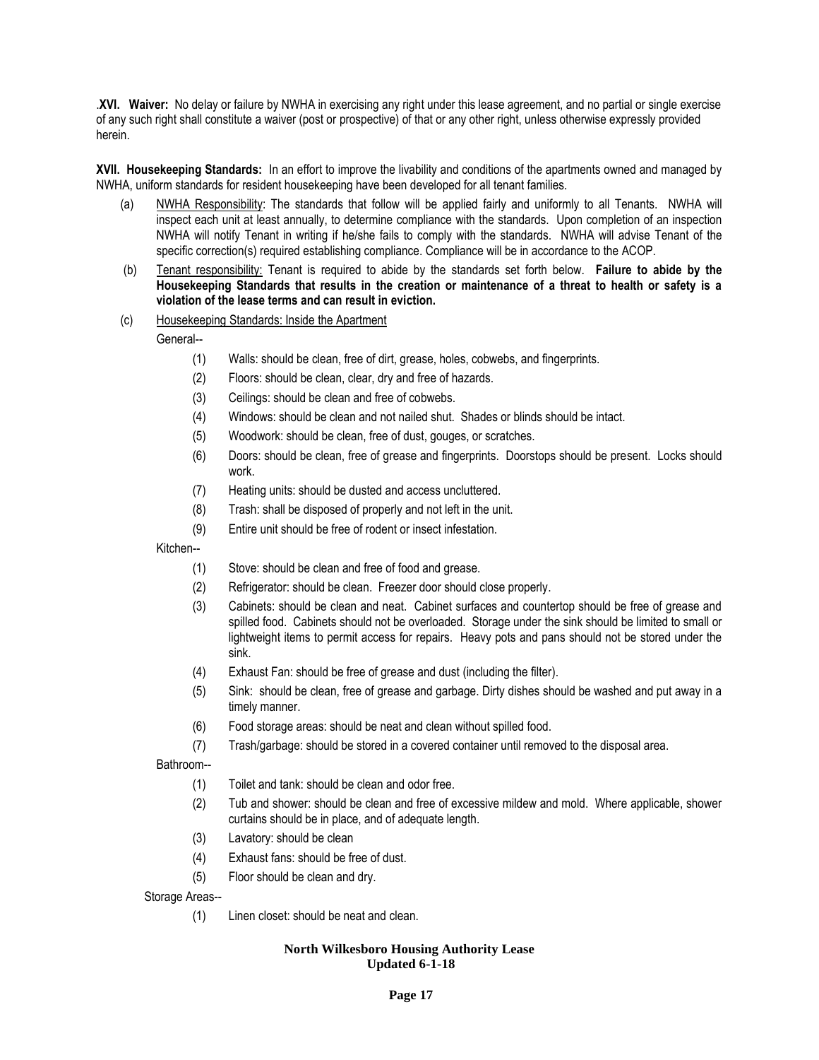.**XVI. Waiver:** No delay or failure by NWHA in exercising any right under this lease agreement, and no partial or single exercise of any such right shall constitute a waiver (post or prospective) of that or any other right, unless otherwise expressly provided herein.

**XVII. Housekeeping Standards:** In an effort to improve the livability and conditions of the apartments owned and managed by NWHA, uniform standards for resident housekeeping have been developed for all tenant families.

(a) NWHA Responsibility: The standards that follow will be applied fairly and uniformly to all Tenants. NWHA will inspect each unit at least annually, to determine compliance with the standards. Upon completion of an inspection NWHA will notify Tenant in writing if he/she fails to comply with the standards. NWHA will advise Tenant of the specific correction(s) required establishing compliance. Compliance will be in accordance to the ACOP.

(b) Tenant responsibility: Tenant is required to abide by the standards set forth below. **Failure to abide by the Housekeeping Standards that results in the creation or maintenance of a threat to health or safety is a violation of the lease terms and can result in eviction.**

(c) Housekeeping Standards: Inside the Apartment

General--

(1) Walls: should be clean, free of dirt, grease, holes, cobwebs, and fingerprints.

(2) Floors: should be clean, clear, dry and free of hazards.

(3) Ceilings: should be clean and free of cobwebs.

(4) Windows: should be clean and not nailed shut. Shades or blinds should be intact.

(5) Woodwork: should be clean, free of dust, gouges, or scratches.

(6) Doors: should be clean, free of grease and fingerprints. Doorstops should be present. Locks should work.

(7) Heating units: should be dusted and access uncluttered.

(8) Trash: shall be disposed of properly and not left in the unit.

(9) Entire unit should be free of rodent or insect infestation.

Kitchen--

(1) Stove: should be clean and free of food and grease.

(2) Refrigerator: should be clean. Freezer door should close properly.

(3) Cabinets: should be clean and neat. Cabinet surfaces and countertop should be free of grease and spilled food. Cabinets should not be overloaded. Storage under the sink should be limited to small or lightweight items to permit access for repairs. Heavy pots and pans should not be stored under the sink.

(4) Exhaust Fan: should be free of grease and dust (including the filter).

(5) Sink: should be clean, free of grease and garbage. Dirty dishes should be washed and put away in a timely manner.

(6) Food storage areas: should be neat and clean without spilled food.

(7) Trash/garbage: should be stored in a covered container until removed to the disposal area.

Bathroom--

(1) Toilet and tank: should be clean and odor free.

(2) Tub and shower: should be clean and free of excessive mildew and mold. Where applicable, shower curtains should be in place, and of adequate length.

(3) Lavatory: should be clean

(4) Exhaust fans: should be free of dust.

(5) Floor should be clean and dry.

Storage Areas--

(1) Linen closet: should be neat and clean.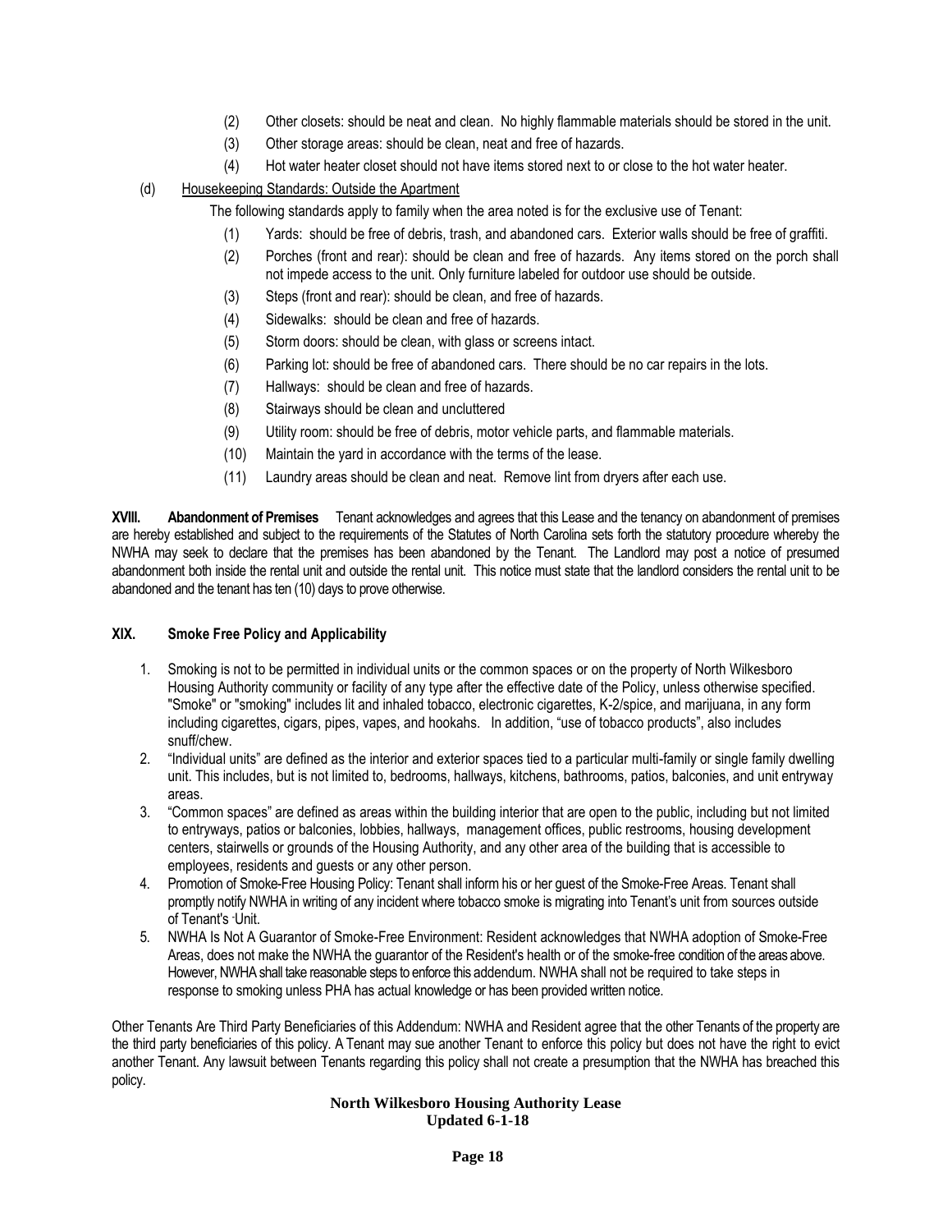(2) Other closets: should be neat and clean. No highly flammable materials should be stored in the unit.

(3) Other storage areas: should be clean, neat and free of hazards.

(4) Hot water heater closet should not have items stored next to or close to the hot water heater.

(d) Housekeeping Standards: Outside the Apartment

The following standards apply to family when the area noted is for the exclusive use of Tenant:

(1) Yards: should be free of debris, trash, and abandoned cars. Exterior walls should be free of graffiti.

(2) Porches (front and rear): should be clean and free of hazards. Any items stored on the porch shall not impede access to the unit. Only furniture labeled for outdoor use should be outside.

(3) Steps (front and rear): should be clean, and free of hazards.

(4) Sidewalks: should be clean and free of hazards.

(5) Storm doors: should be clean, with glass or screens intact.

(6) Parking lot: should be free of abandoned cars. There should be no car repairs in the lots.

(7) Hallways: should be clean and free of hazards.

(8) Stairways should be clean and uncluttered

(9) Utility room: should be free of debris, motor vehicle parts, and flammable materials.

(10) Maintain the yard in accordance with the terms of the lease.

(11) Laundry areas should be clean and neat. Remove lint from dryers after each use.

**XVIII. Abandonment of Premises** Tenant acknowledges and agrees that this Lease and the tenancy on abandonment of premises are hereby established and subject to the requirements of the Statutes of North Carolina sets forth the statutory procedure whereby the NWHA may seek to declare that the premises has been abandoned by the Tenant. The Landlord may post a notice of presumed abandonment both inside the rental unit and outside the rental unit. This notice must state that the landlord considers the rental unit to be abandoned and the tenant has ten (10) days to prove otherwise.

**XIX. Smoke Free Policy and Applicability**

1. Smoking is not to be permitted in individual units or the common spaces or on the property of North Wilkesboro Housing Authority community or facility of any type after the effective date of the Policy, unless otherwise specified. "Smoke" or "smoking" includes lit and inhaled tobacco, electronic cigarettes, K-2/spice, and marijuana, in any form including cigarettes, cigars, pipes, vapes, and hookahs. In addition, "use of tobacco products", also includes snuff/chew.
2. "Individual units" are defined as the interior and exterior spaces tied to a particular multi-family or single family dwelling unit. This includes, but is not limited to, bedrooms, hallways, kitchens, bathrooms, patios, balconies, and unit entryway areas.
3. "Common spaces" are defined as areas within the building interior that are open to the public, including but not limited to entryways, patios or balconies, lobbies, hallways, management offices, public restrooms, housing development centers, stairwells or grounds of the Housing Authority, and any other area of the building that is accessible to employees, residents and guests or any other person.
4. Promotion of Smoke-Free Housing Policy: Tenant shall inform his or her guest of the Smoke-Free Areas. Tenant shall promptly notify NWHA in writing of any incident where tobacco smoke is migrating into Tenant's unit from sources outside of Tenant's Unit.
5. NWHA Is Not A Guarantor of Smoke-Free Environment: Resident acknowledges that NWHA adoption of Smoke-Free Areas, does not make the NWHA the guarantor of the Resident's health or of the smoke-free condition of the areas above. However, NWHA shall take reasonable steps to enforce this addendum. NWHA shall not be required to take steps in response to smoking unless PHA has actual knowledge or has been provided written notice.

Other Tenants Are Third Party Beneficiaries of this Addendum: NWHA and Resident agree that the other Tenants of the property are the third party beneficiaries of this policy. A Tenant may sue another Tenant to enforce this policy but does not have the right to evict another Tenant. Any lawsuit between Tenants regarding this policy shall not create a presumption that the NWHA has breached this policy.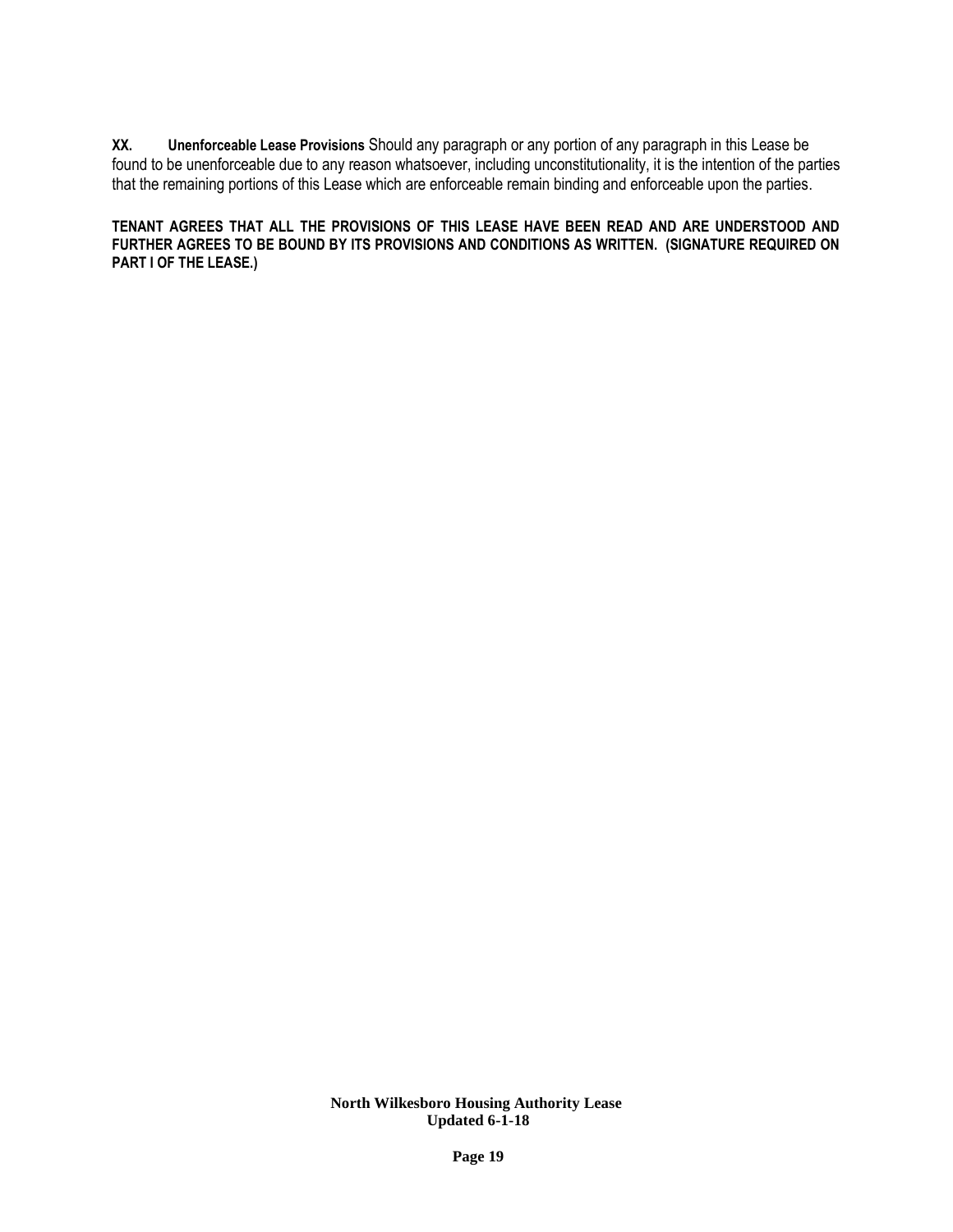**XX. Unenforceable Lease Provisions** Should any paragraph or any portion of any paragraph in this Lease be found to be unenforceable due to any reason whatsoever, including unconstitutionality, it is the intention of the parties that the remaining portions of this Lease which are enforceable remain binding and enforceable upon the parties.

**TENANT AGREES THAT ALL THE PROVISIONS OF THIS LEASE HAVE BEEN READ AND ARE UNDERSTOOD AND FURTHER AGREES TO BE BOUND BY ITS PROVISIONS AND CONDITIONS AS WRITTEN. (SIGNATURE REQUIRED ON PART I OF THE LEASE.)**